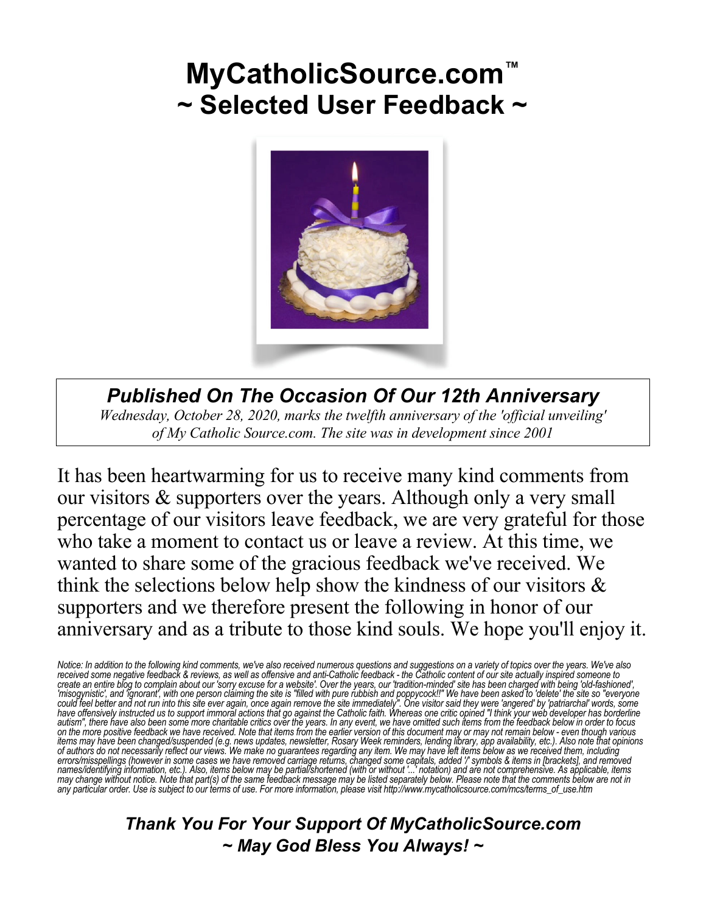# MyCatholicSource.com™
# ~ Selected User Feedback ~

***Published On The Occasion Of Our 12th Anniversary***

*Wednesday, October 28, 2020, marks the twelfth anniversary of the 'official unveiling' of My Catholic Source.com. The site was in development since 2001*

It has been heartwarming for us to receive many kind comments from our visitors & supporters over the years. Although only a very small percentage of our visitors leave feedback, we are very grateful for those who take a moment to contact us or leave a review. At this time, we wanted to share some of the gracious feedback we've received. We think the selections below help show the kindness of our visitors & supporters and we therefore present the following in honor of our anniversary and as a tribute to those kind souls. We hope you'll enjoy it.

*Notice: In addition to the following kind comments, we've also received numerous questions and suggestions on a variety of topics over the years. We've also received some negative feedback & reviews, as well as offensive and anti-Catholic feedback - the Catholic content of our site actually inspired someone to create an entire blog to complain about our 'sorry excuse for a website'. Over the years, our 'tradition-minded' site has been charged with being 'old-fashioned', 'misogynistic', and 'ignorant', with one person claiming the site is "filled with pure rubbish and poppycock!!" We have been asked to 'delete' the site so "everyone could feel better and not run into this site ever again, once again remove the site immediately". One visitor said they were 'angered' by 'patriarchal' words, some have offensively instructed us to support immoral actions that go against the Catholic faith. Whereas one critic opined "I think your web developer has borderline autism", there have also been some more charitable critics over the years. In any event, we have omitted such items from the feedback below in order to focus on the more positive feedback we have received. Note that items from the earlier version of this document may or may not remain below - even though various items may have been changed/suspended (e.g. news updates, newsletter, Rosary Week reminders, lending library, app availability, etc.). Also note that opinions of authors do not necessarily reflect our views. We make no guarantees regarding any item. We may have left items below as we received them, including errors/misspellings (however in some cases we have removed carriage returns, changed some capitals, added '/' symbols & items in [brackets], and removed names/identifying information, etc.). Also, items below may be partial/shortened (with or without '...' notation) and are not comprehensive. As applicable, items may change without notice. Note that part(s) of the same feedback message may be listed separately below. Please note that the comments below are not in any particular order. Use is subject to our terms of use. For more information, please visit http://www.mycatholicsource.com/mcs/terms_of_use.htm*

***Thank You For Your Support Of MyCatholicSource.com***
***~ May God Bless You Always! ~***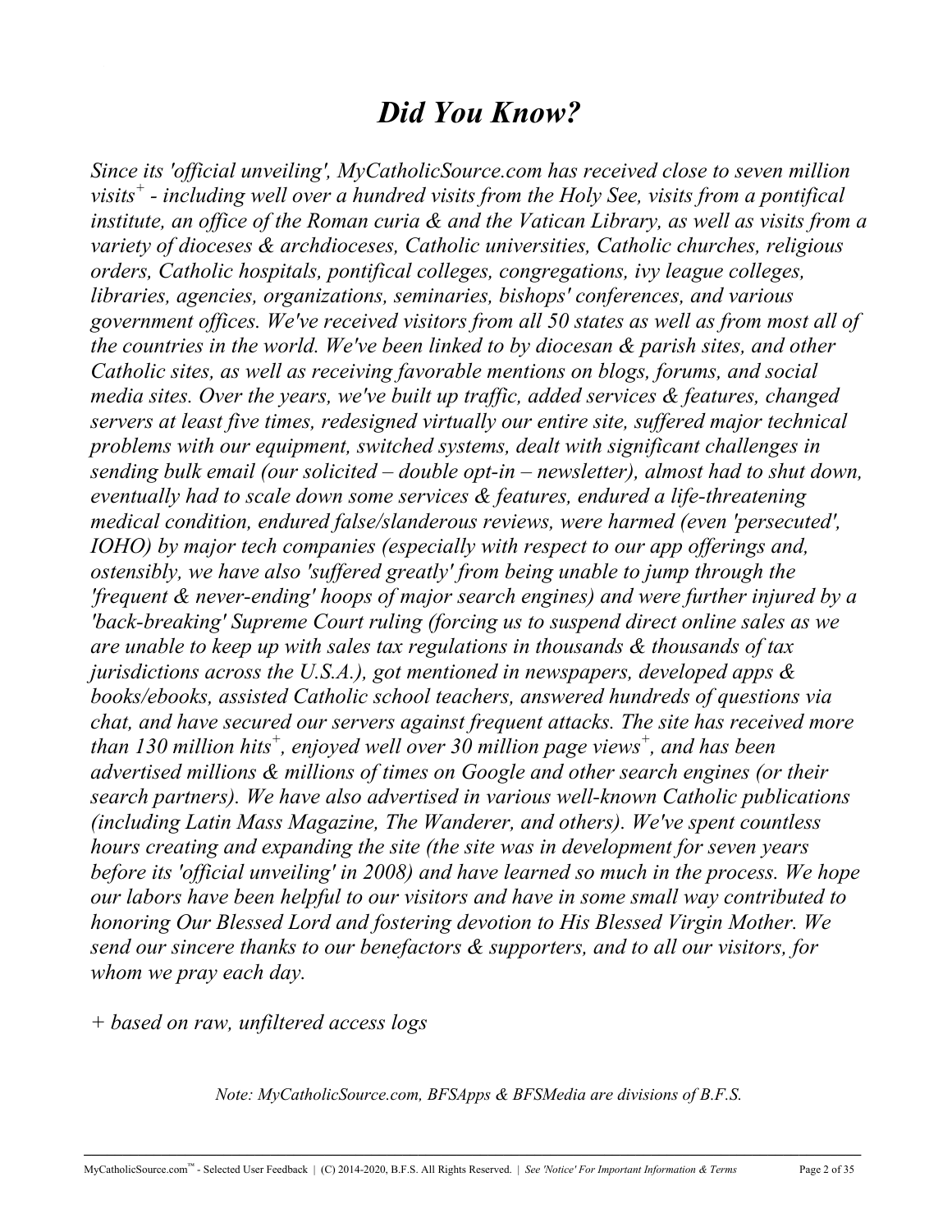# *Did You Know?*

*Since its 'official unveiling', MyCatholicSource.com has received close to seven million visits+ - including well over a hundred visits from the Holy See, visits from a pontifical institute, an office of the Roman curia & and the Vatican Library, as well as visits from a variety of dioceses & archdioceses, Catholic universities, Catholic churches, religious orders, Catholic hospitals, pontifical colleges, congregations, ivy league colleges, libraries, agencies, organizations, seminaries, bishops' conferences, and various government offices. We've received visitors from all 50 states as well as from most all of the countries in the world. We've been linked to by diocesan & parish sites, and other Catholic sites, as well as receiving favorable mentions on blogs, forums, and social media sites. Over the years, we've built up traffic, added services & features, changed servers at least five times, redesigned virtually our entire site, suffered major technical problems with our equipment, switched systems, dealt with significant challenges in sending bulk email (our solicited – double opt-in – newsletter), almost had to shut down, eventually had to scale down some services & features, endured a life-threatening medical condition, endured false/slanderous reviews, were harmed (even 'persecuted', IOHO) by major tech companies (especially with respect to our app offerings and, ostensibly, we have also 'suffered greatly' from being unable to jump through the 'frequent & never-ending' hoops of major search engines) and were further injured by a 'back-breaking' Supreme Court ruling (forcing us to suspend direct online sales as we are unable to keep up with sales tax regulations in thousands & thousands of tax jurisdictions across the U.S.A.), got mentioned in newspapers, developed apps & books/ebooks, assisted Catholic school teachers, answered hundreds of questions via chat, and have secured our servers against frequent attacks. The site has received more than 130 million hits+, enjoyed well over 30 million page views+, and has been advertised millions & millions of times on Google and other search engines (or their search partners). We have also advertised in various well-known Catholic publications (including Latin Mass Magazine, The Wanderer, and others). We've spent countless hours creating and expanding the site (the site was in development for seven years before its 'official unveiling' in 2008) and have learned so much in the process. We hope our labors have been helpful to our visitors and have in some small way contributed to honoring Our Blessed Lord and fostering devotion to His Blessed Virgin Mother. We send our sincere thanks to our benefactors & supporters, and to all our visitors, for whom we pray each day.*

*+ based on raw, unfiltered access logs*

*Note: MyCatholicSource.com, BFSApps & BFSMedia are divisions of B.F.S.*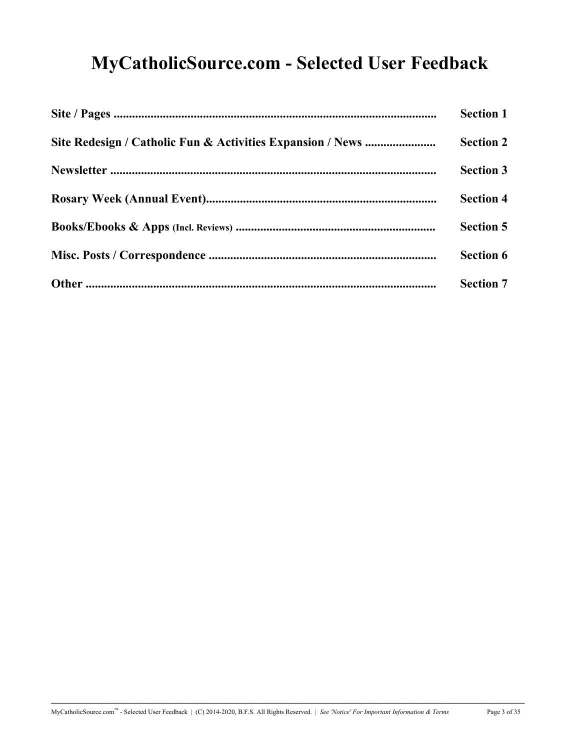# MyCatholicSource.com - Selected User Feedback

**Site / Pages** ........................................................................................................ **Section 1**

**Site Redesign / Catholic Fun & Activities Expansion / News** ....................... **Section 2**

**Newsletter** ........................................................................................................ **Section 3**

**Rosary Week (Annual Event)**.......................................................................... **Section 4**

**Books/Ebooks & Apps** **(Incl. Reviews)** ................................................................ **Section 5**

**Misc. Posts / Correspondence** .......................................................................... **Section 6**

**Other** ................................................................................................................ **Section 7**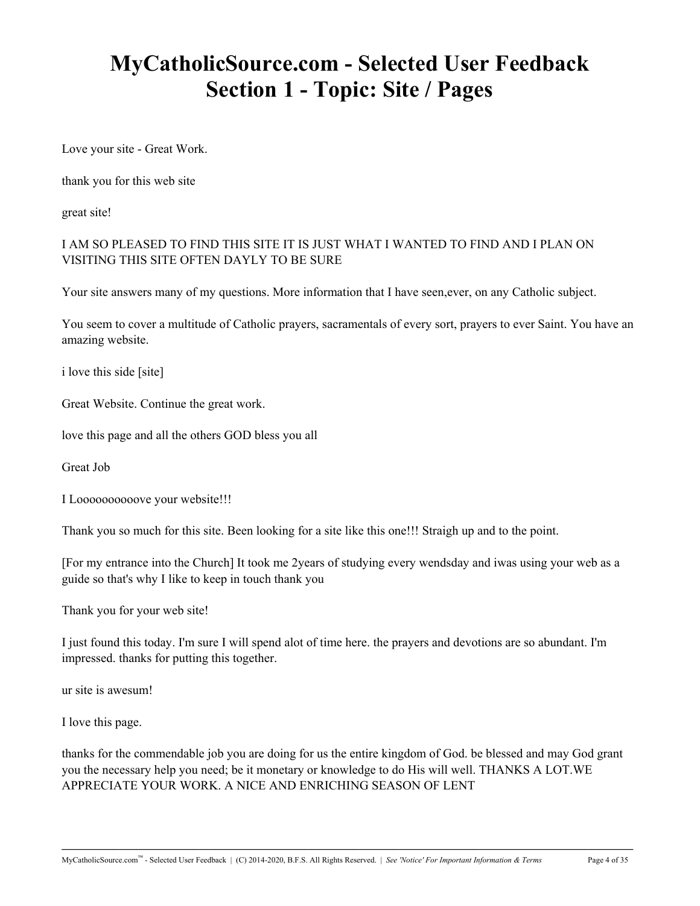# MyCatholicSource.com - Selected User Feedback
# Section 1 - Topic: Site / Pages

Love your site - Great Work.

thank you for this web site

great site!

I AM SO PLEASED TO FIND THIS SITE IT IS JUST WHAT I WANTED TO FIND AND I PLAN ON VISITING THIS SITE OFTEN DAYLY TO BE SURE

Your site answers many of my questions. More information that I have seen,ever, on any Catholic subject.

You seem to cover a multitude of Catholic prayers, sacramentals of every sort, prayers to ever Saint. You have an amazing website.

i love this side [site]

Great Website. Continue the great work.

love this page and all the others GOD bless you all

Great Job

I Looooooooove your website!!!

Thank you so much for this site. Been looking for a site like this one!!! Straigh up and to the point.

[For my entrance into the Church] It took me 2years of studying every wendsday and iwas using your web as a guide so that's why I like to keep in touch thank you

Thank you for your web site!

I just found this today. I'm sure I will spend alot of time here. the prayers and devotions are so abundant. I'm impressed. thanks for putting this together.

ur site is awesum!

I love this page.

thanks for the commendable job you are doing for us the entire kingdom of God. be blessed and may God grant you the necessary help you need; be it monetary or knowledge to do His will well. THANKS A LOT.WE APPRECIATE YOUR WORK. A NICE AND ENRICHING SEASON OF LENT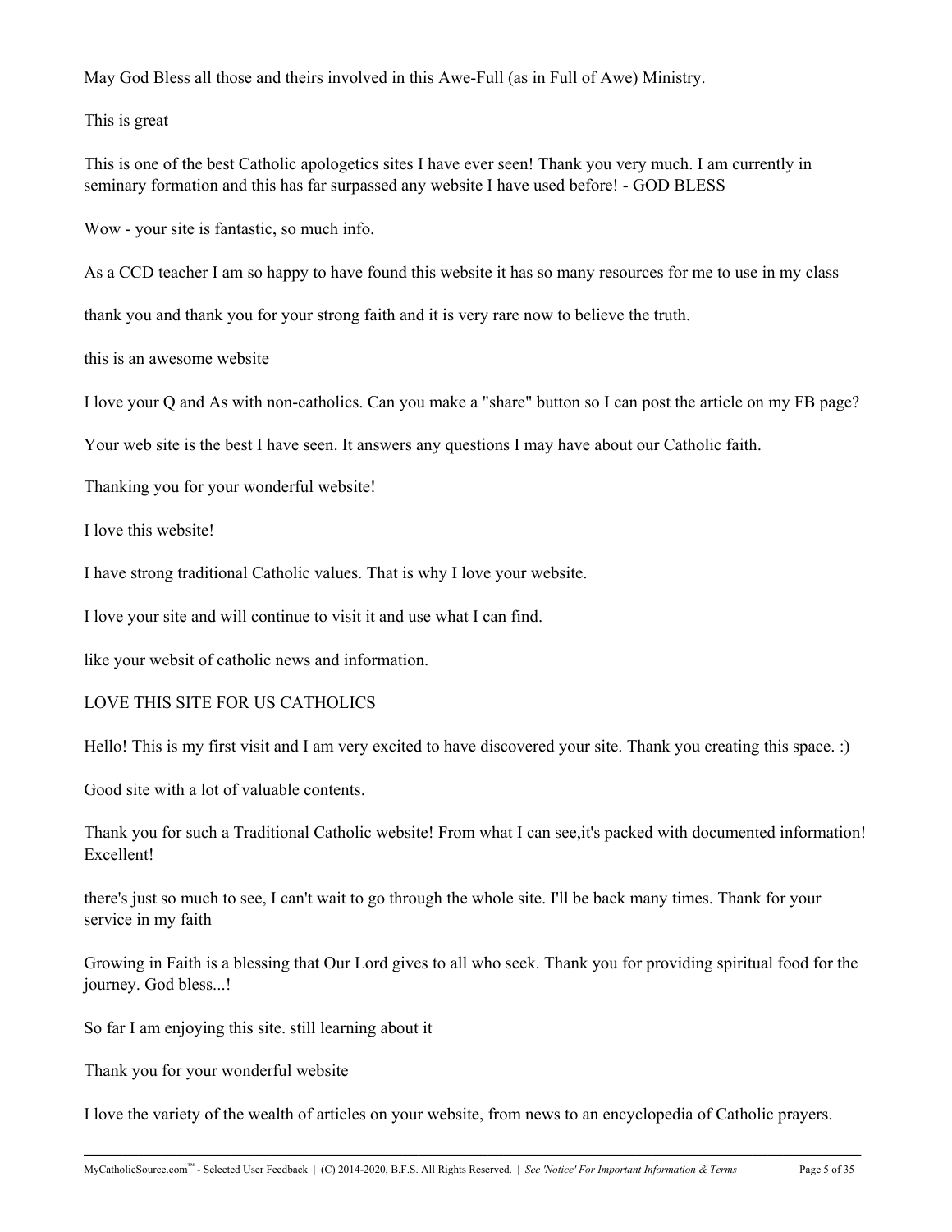May God Bless all those and theirs involved in this Awe-Full (as in Full of Awe) Ministry.

This is great

This is one of the best Catholic apologetics sites I have ever seen! Thank you very much. I am currently in seminary formation and this has far surpassed any website I have used before! - GOD BLESS

Wow - your site is fantastic, so much info.

As a CCD teacher I am so happy to have found this website it has so many resources for me to use in my class

thank you and thank you for your strong faith and it is very rare now to believe the truth.

this is an awesome website

I love your Q and As with non-catholics. Can you make a "share" button so I can post the article on my FB page?

Your web site is the best I have seen. It answers any questions I may have about our Catholic faith.

Thanking you for your wonderful website!

I love this website!

I have strong traditional Catholic values. That is why I love your website.

I love your site and will continue to visit it and use what I can find.

like your websit of catholic news and information.

LOVE THIS SITE FOR US CATHOLICS

Hello! This is my first visit and I am very excited to have discovered your site. Thank you creating this space. :)

Good site with a lot of valuable contents.

Thank you for such a Traditional Catholic website! From what I can see,it's packed with documented information! Excellent!

there's just so much to see, I can't wait to go through the whole site. I'll be back many times. Thank for your service in my faith

Growing in Faith is a blessing that Our Lord gives to all who seek. Thank you for providing spiritual food for the journey. God bless...!

So far I am enjoying this site. still learning about it

Thank you for your wonderful website

I love the variety of the wealth of articles on your website, from news to an encyclopedia of Catholic prayers.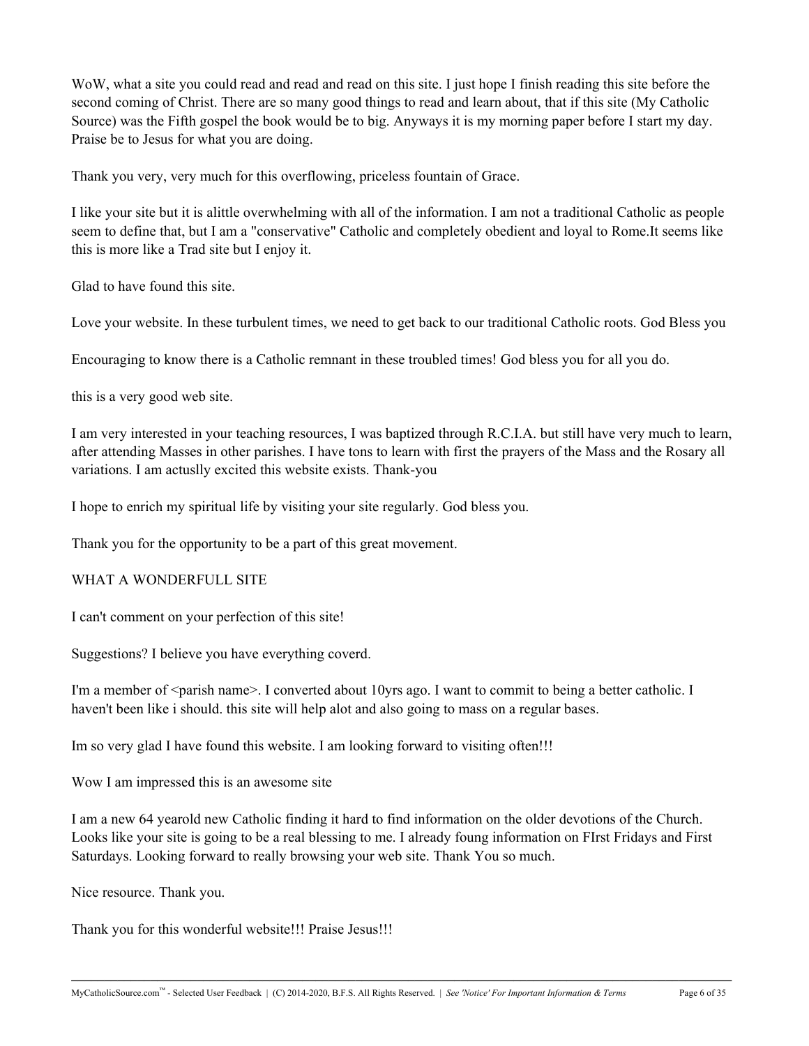WoW, what a site you could read and read and read on this site. I just hope I finish reading this site before the second coming of Christ. There are so many good things to read and learn about, that if this site (My Catholic Source) was the Fifth gospel the book would be to big. Anyways it is my morning paper before I start my day. Praise be to Jesus for what you are doing.

Thank you very, very much for this overflowing, priceless fountain of Grace.

I like your site but it is alittle overwhelming with all of the information. I am not a traditional Catholic as people seem to define that, but I am a "conservative" Catholic and completely obedient and loyal to Rome.It seems like this is more like a Trad site but I enjoy it.

Glad to have found this site.

Love your website. In these turbulent times, we need to get back to our traditional Catholic roots. God Bless you

Encouraging to know there is a Catholic remnant in these troubled times! God bless you for all you do.

this is a very good web site.

I am very interested in your teaching resources, I was baptized through R.C.I.A. but still have very much to learn, after attending Masses in other parishes. I have tons to learn with first the prayers of the Mass and the Rosary all variations. I am actuslly excited this website exists. Thank-you

I hope to enrich my spiritual life by visiting your site regularly. God bless you.

Thank you for the opportunity to be a part of this great movement.

WHAT A WONDERFULL SITE

I can't comment on your perfection of this site!

Suggestions? I believe you have everything coverd.

I'm a member of <parish name>. I converted about 10yrs ago. I want to commit to being a better catholic. I haven't been like i should. this site will help alot and also going to mass on a regular bases.

Im so very glad I have found this website. I am looking forward to visiting often!!!

Wow I am impressed this is an awesome site

I am a new 64 yearold new Catholic finding it hard to find information on the older devotions of the Church. Looks like your site is going to be a real blessing to me. I already foung information on FIrst Fridays and First Saturdays. Looking forward to really browsing your web site. Thank You so much.

Nice resource. Thank you.

Thank you for this wonderful website!!! Praise Jesus!!!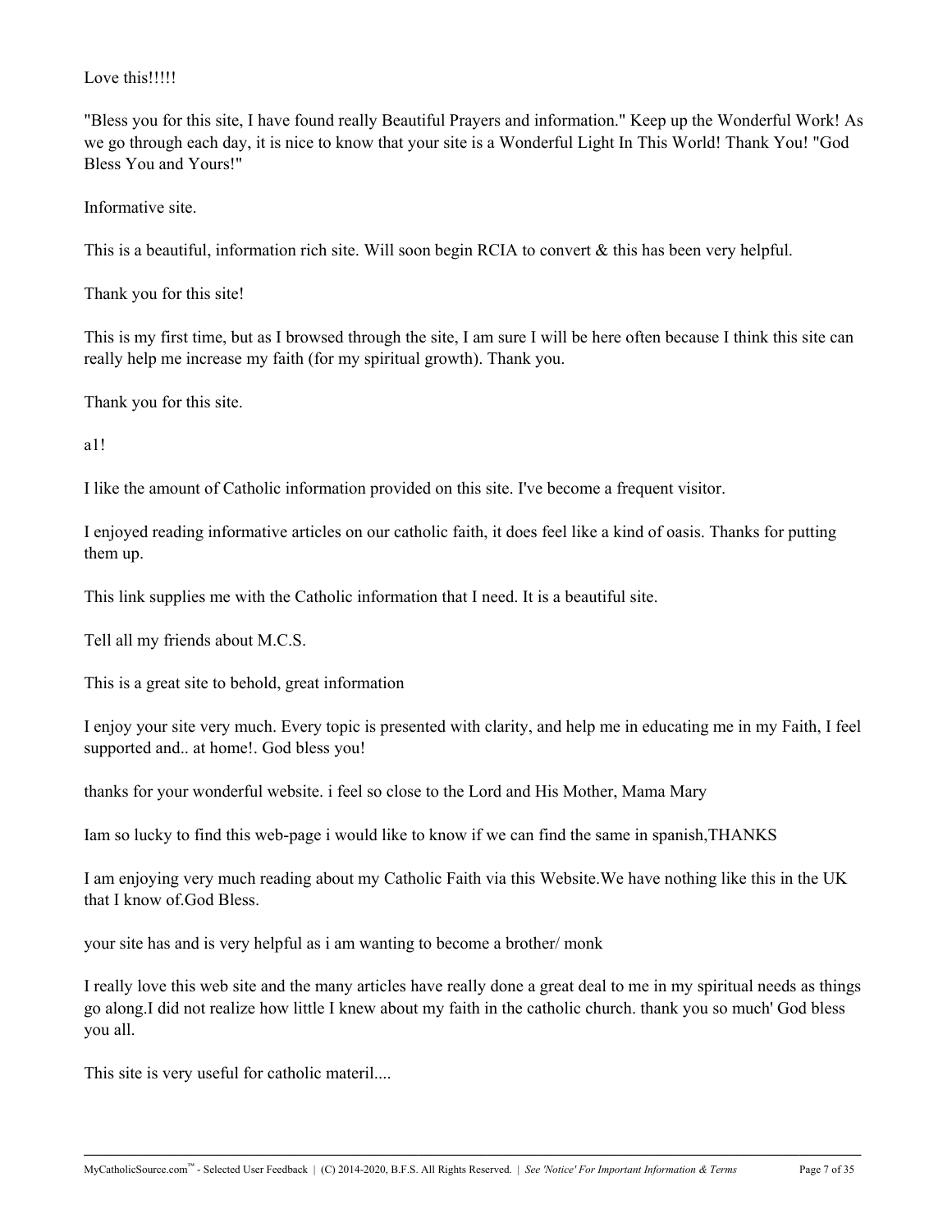Love this!!!!!

"Bless you for this site, I have found really Beautiful Prayers and information." Keep up the Wonderful Work! As we go through each day, it is nice to know that your site is a Wonderful Light In This World! Thank You! "God Bless You and Yours!"

Informative site.

This is a beautiful, information rich site. Will soon begin RCIA to convert & this has been very helpful.

Thank you for this site!

This is my first time, but as I browsed through the site, I am sure I will be here often because I think this site can really help me increase my faith (for my spiritual growth). Thank you.

Thank you for this site.

a1!

I like the amount of Catholic information provided on this site. I've become a frequent visitor.

I enjoyed reading informative articles on our catholic faith, it does feel like a kind of oasis. Thanks for putting them up.

This link supplies me with the Catholic information that I need. It is a beautiful site.

Tell all my friends about M.C.S.

This is a great site to behold, great information

I enjoy your site very much. Every topic is presented with clarity, and help me in educating me in my Faith, I feel supported and.. at home!. God bless you!

thanks for your wonderful website. i feel so close to the Lord and His Mother, Mama Mary

Iam so lucky to find this web-page i would like to know if we can find the same in spanish,THANKS

I am enjoying very much reading about my Catholic Faith via this Website.We have nothing like this in the UK that I know of.God Bless.

your site has and is very helpful as i am wanting to become a brother/ monk

I really love this web site and the many articles have really done a great deal to me in my spiritual needs as things go along.I did not realize how little I knew about my faith in the catholic church. thank you so much' God bless you all.

This site is very useful for catholic materil....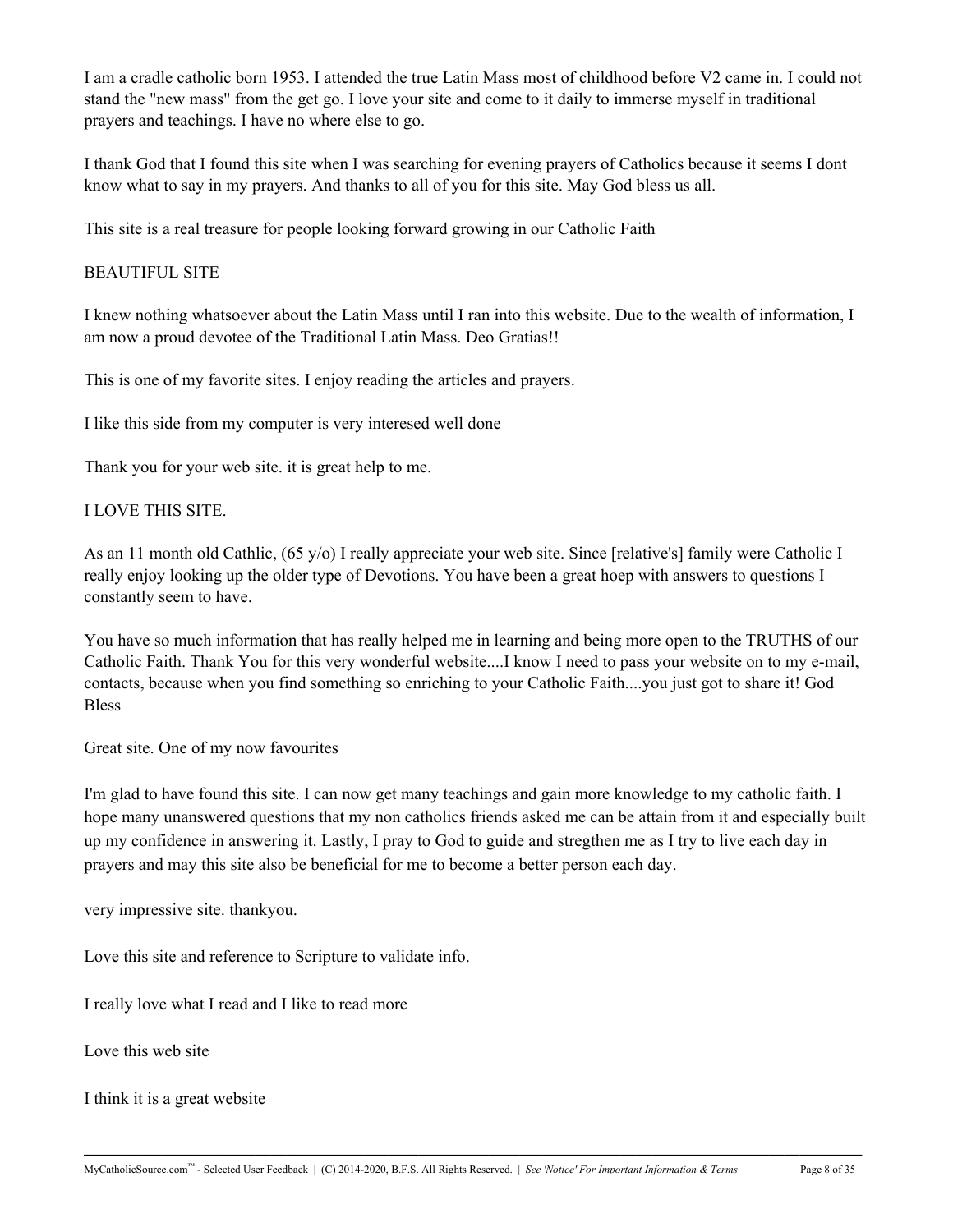I am a cradle catholic born 1953. I attended the true Latin Mass most of childhood before V2 came in. I could not stand the "new mass" from the get go. I love your site and come to it daily to immerse myself in traditional prayers and teachings. I have no where else to go.

I thank God that I found this site when I was searching for evening prayers of Catholics because it seems I dont know what to say in my prayers. And thanks to all of you for this site. May God bless us all.

This site is a real treasure for people looking forward growing in our Catholic Faith

BEAUTIFUL SITE

I knew nothing whatsoever about the Latin Mass until I ran into this website. Due to the wealth of information, I am now a proud devotee of the Traditional Latin Mass. Deo Gratias!!

This is one of my favorite sites. I enjoy reading the articles and prayers.

I like this side from my computer is very interesed well done

Thank you for your web site. it is great help to me.

I LOVE THIS SITE.

As an 11 month old Cathlic, (65 y/o) I really appreciate your web site. Since [relative's] family were Catholic I really enjoy looking up the older type of Devotions. You have been a great hoep with answers to questions I constantly seem to have.

You have so much information that has really helped me in learning and being more open to the TRUTHS of our Catholic Faith. Thank You for this very wonderful website....I know I need to pass your website on to my e-mail, contacts, because when you find something so enriching to your Catholic Faith....you just got to share it! God Bless

Great site. One of my now favourites

I'm glad to have found this site. I can now get many teachings and gain more knowledge to my catholic faith. I hope many unanswered questions that my non catholics friends asked me can be attain from it and especially built up my confidence in answering it. Lastly, I pray to God to guide and stregthen me as I try to live each day in prayers and may this site also be beneficial for me to become a better person each day.

very impressive site. thankyou.

Love this site and reference to Scripture to validate info.

I really love what I read and I like to read more

Love this web site

I think it is a great website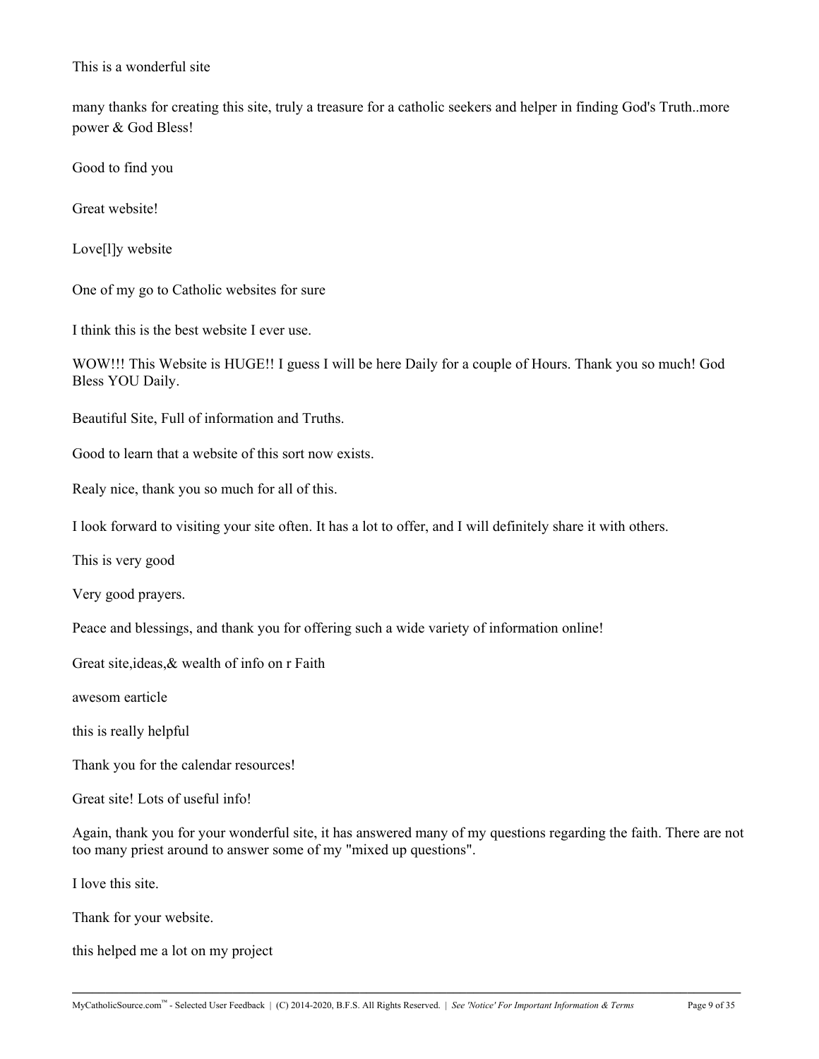This is a wonderful site

many thanks for creating this site, truly a treasure for a catholic seekers and helper in finding God's Truth..more power & God Bless!

Good to find you

Great website!

Love[l]y website

One of my go to Catholic websites for sure

I think this is the best website I ever use.

WOW!!! This Website is HUGE!! I guess I will be here Daily for a couple of Hours. Thank you so much! God Bless YOU Daily.

Beautiful Site, Full of information and Truths.

Good to learn that a website of this sort now exists.

Realy nice, thank you so much for all of this.

I look forward to visiting your site often. It has a lot to offer, and I will definitely share it with others.

This is very good

Very good prayers.

Peace and blessings, and thank you for offering such a wide variety of information online!

Great site,ideas,& wealth of info on r Faith

awesom earticle

this is really helpful

Thank you for the calendar resources!

Great site! Lots of useful info!

Again, thank you for your wonderful site, it has answered many of my questions regarding the faith. There are not too many priest around to answer some of my "mixed up questions".

I love this site.

Thank for your website.

this helped me a lot on my project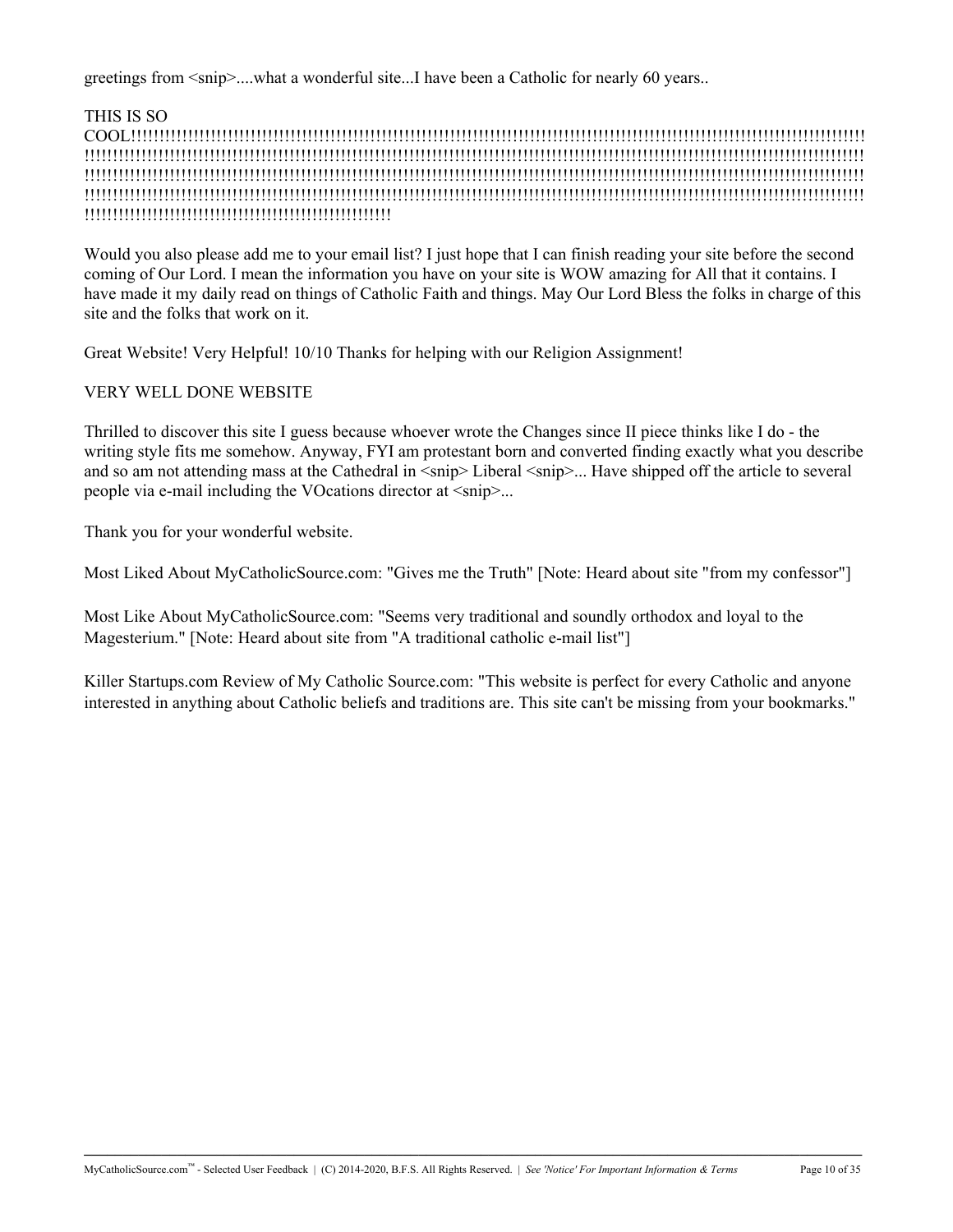greetings from <snip>....what a wonderful site...I have been a Catholic for nearly 60 years..

THIS IS SO COOL!!!!!!!!!!!!!!!!!!!!!!!!!!!!!!!!!!!!!!!!!!!!!!!!!!!!!!!!!!!!!!!!!!!!!!!!!!!!!!!!!!!!!!!!!!!!!!!!!!!!!!!!!!!!!!!!!!!!!!!!!!!!!!!!!!!!!!!!!!!!!!!!!!!!!!!!!!!!!!!!!!!!!!!!!!!!!!!!!!!!!!!!!!!!!!!!!!!!!!!!!!!!!!!!!!!!!!!!!!!!!!!!!!!!!!!!!!!!!!!!!!!!!!!!!!!!!!!!!!!!!!!!!!!!!!!!!!!!!!!!!!!!!!!!!!!!!!!!!!!!!!!!!!!!!!!!!!!!!!!!!!!!!!!!!!!!!!!!!!!!!!!!!!!!!!!!!!!!!!!!!!!!!!!!!!!!!!!!!!!!!!!!!!!!!!!!!!!!!!!!!!!!!!!!!!!!!!!!!!!!!!!!!!!!!!!!!!!!!!!!!!!!!!!!!!!!!!!!!!!!!!!!!!!!!!!!!!!!!!!!!!!!!!!!!!!!!!!!!!!!!!!!!!!!!!!!!!!!!!!!!!!!!!!!!!!!!!!!!!!!!!!!!!!!!!!!!!!!!!!!!!!!!!!!!!!!!!!!!!!!!!!!!!!!!!!!!!!!!!!!!!!!!!!!!!!!!!!!!!!!!!!!!!!!!!!!!!!!!!!!!!!!!!!!!!!!!!!!!!!!!!!!!!!!!!!!!!!!!!!!!!!!!!!!!!!!!!!!!!!!!!!!!!!!!!!!!!!!!!!!!!!!!!!!!!!!!!!!!!!!!!!!!!!!!!!!!!!!!!!!!!!!!!!!!!!!!!!!!!!!!!!!!!!!!!!!!!!!!!!!!!!!!!!!!!!!!!!!!!!!!!!!!!!!!!!!!!!!!!!!!!!!!!!!!!!!!!!!!!!!!!!!!!!!!!!!!!!!!!!!!!!!!!!!!!!!!!!!!!!!!!!!!!!!!!!!!!!!!!!!!!!!!!!!!!!!!!!!!!!!!!!!!!!!!!!!!!!!!!!!!!!!!!!!!!!!!!!!!!!!!!!!!!!

Would you also please add me to your email list? I just hope that I can finish reading your site before the second coming of Our Lord. I mean the information you have on your site is WOW amazing for All that it contains. I have made it my daily read on things of Catholic Faith and things. May Our Lord Bless the folks in charge of this site and the folks that work on it.

Great Website! Very Helpful! 10/10 Thanks for helping with our Religion Assignment!

VERY WELL DONE WEBSITE

Thrilled to discover this site I guess because whoever wrote the Changes since II piece thinks like I do - the writing style fits me somehow. Anyway, FYI am protestant born and converted finding exactly what you describe and so am not attending mass at the Cathedral in <snip> Liberal <snip>... Have shipped off the article to several people via e-mail including the VOcations director at <snip>...

Thank you for your wonderful website.

Most Liked About MyCatholicSource.com: "Gives me the Truth" [Note: Heard about site "from my confessor"]

Most Like About MyCatholicSource.com: "Seems very traditional and soundly orthodox and loyal to the Magesterium." [Note: Heard about site from "A traditional catholic e-mail list"]

Killer Startups.com Review of My Catholic Source.com: "This website is perfect for every Catholic and anyone interested in anything about Catholic beliefs and traditions are. This site can't be missing from your bookmarks."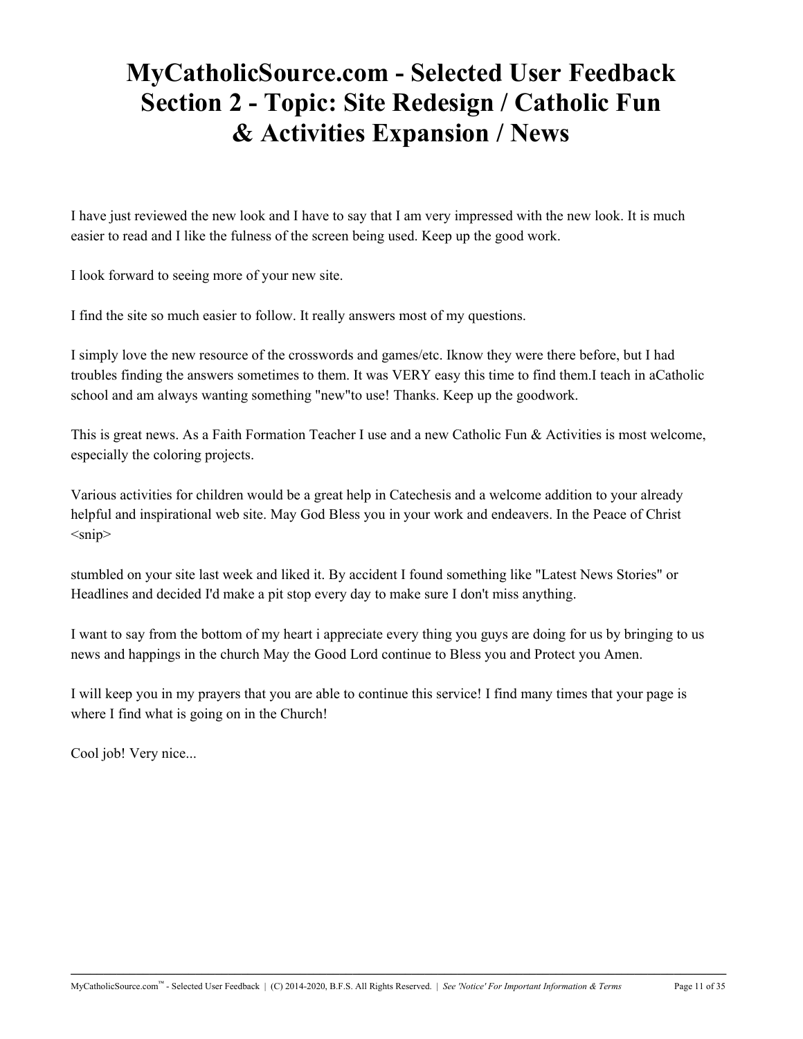# MyCatholicSource.com - Selected User Feedback Section 2 - Topic: Site Redesign / Catholic Fun & Activities Expansion / News

I have just reviewed the new look and I have to say that I am very impressed with the new look. It is much easier to read and I like the fulness of the screen being used. Keep up the good work.

I look forward to seeing more of your new site.

I find the site so much easier to follow. It really answers most of my questions.

I simply love the new resource of the crosswords and games/etc. Iknow they were there before, but I had troubles finding the answers sometimes to them. It was VERY easy this time to find them.I teach in aCatholic school and am always wanting something "new"to use! Thanks. Keep up the goodwork.

This is great news. As a Faith Formation Teacher I use and a new Catholic Fun & Activities is most welcome, especially the coloring projects.

Various activities for children would be a great help in Catechesis and a welcome addition to your already helpful and inspirational web site. May God Bless you in your work and endeavers. In the Peace of Christ <snip>

stumbled on your site last week and liked it. By accident I found something like "Latest News Stories" or Headlines and decided I'd make a pit stop every day to make sure I don't miss anything.

I want to say from the bottom of my heart i appreciate every thing you guys are doing for us by bringing to us news and happings in the church May the Good Lord continue to Bless you and Protect you Amen.

I will keep you in my prayers that you are able to continue this service! I find many times that your page is where I find what is going on in the Church!

Cool job! Very nice...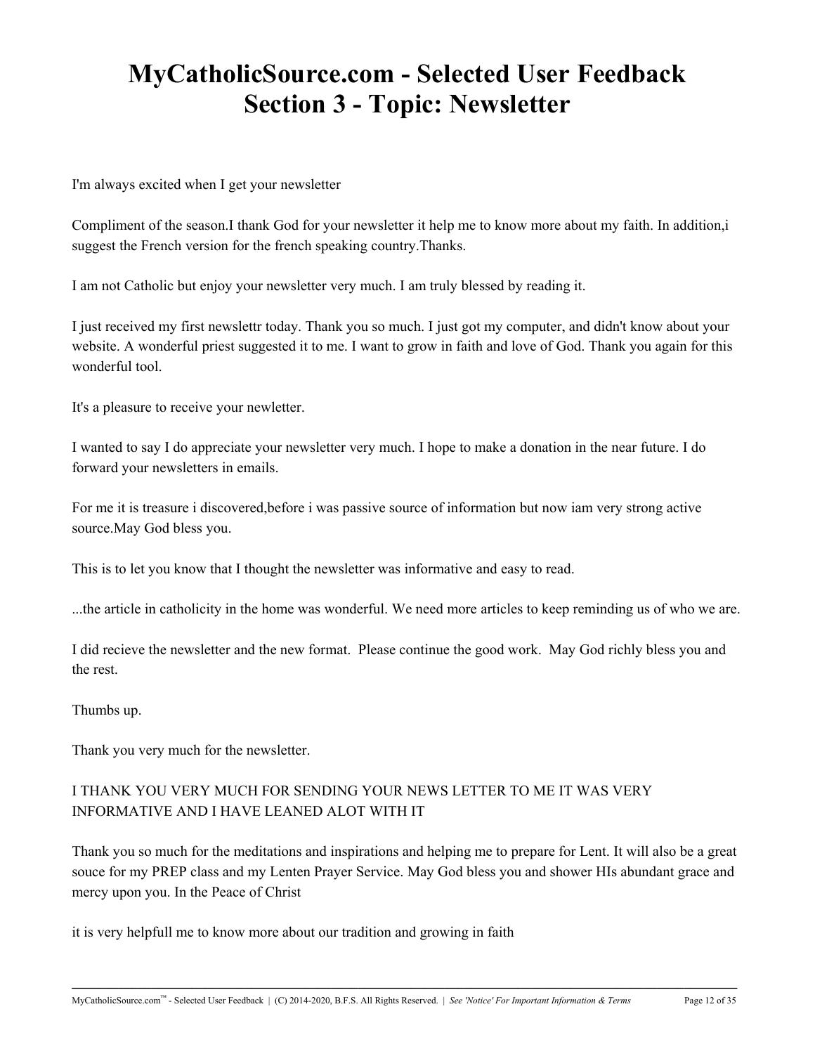# MyCatholicSource.com - Selected User Feedback
# Section 3 - Topic: Newsletter

I'm always excited when I get your newsletter

Compliment of the season.I thank God for your newsletter it help me to know more about my faith. In addition,i suggest the French version for the french speaking country.Thanks.

I am not Catholic but enjoy your newsletter very much. I am truly blessed by reading it.

I just received my first newslettr today. Thank you so much. I just got my computer, and didn't know about your website. A wonderful priest suggested it to me. I want to grow in faith and love of God. Thank you again for this wonderful tool.

It's a pleasure to receive your newletter.

I wanted to say I do appreciate your newsletter very much. I hope to make a donation in the near future. I do forward your newsletters in emails.

For me it is treasure i discovered,before i was passive source of information but now iam very strong active source.May God bless you.

This is to let you know that I thought the newsletter was informative and easy to read.

...the article in catholicity in the home was wonderful. We need more articles to keep reminding us of who we are.

I did recieve the newsletter and the new format.  Please continue the good work.  May God richly bless you and the rest.

Thumbs up.

Thank you very much for the newsletter.

I THANK YOU VERY MUCH FOR SENDING YOUR NEWS LETTER TO ME IT WAS VERY INFORMATIVE AND I HAVE LEANED ALOT WITH IT

Thank you so much for the meditations and inspirations and helping me to prepare for Lent. It will also be a great souce for my PREP class and my Lenten Prayer Service. May God bless you and shower HIs abundant grace and mercy upon you. In the Peace of Christ

it is very helpfull me to know more about our tradition and growing in faith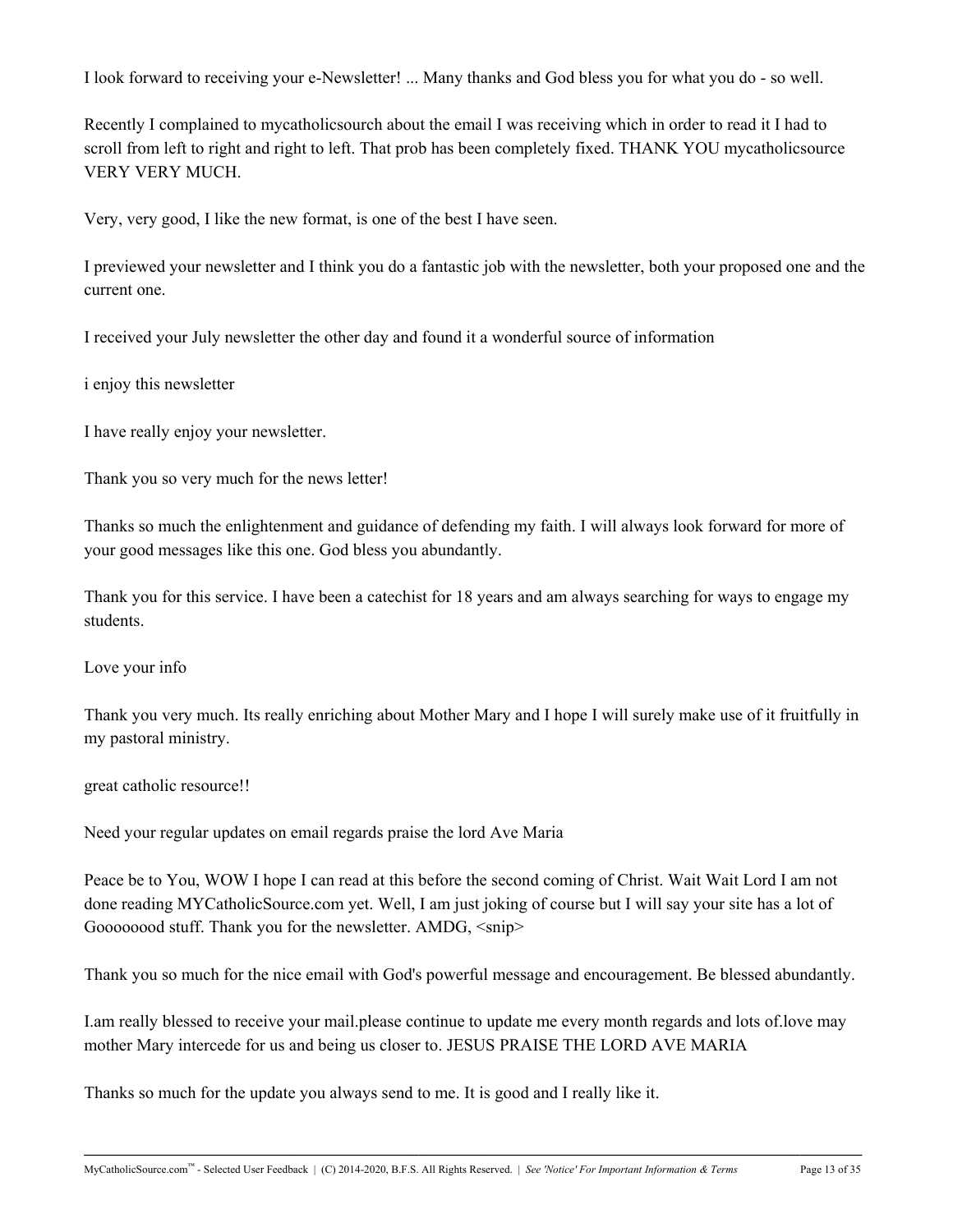I look forward to receiving your e-Newsletter! ... Many thanks and God bless you for what you do - so well.

Recently I complained to mycatholicsourch about the email I was receiving which in order to read it I had to scroll from left to right and right to left. That prob has been completely fixed. THANK YOU mycatholicsource VERY VERY MUCH.

Very, very good, I like the new format, is one of the best I have seen.

I previewed your newsletter and I think you do a fantastic job with the newsletter, both your proposed one and the current one.

I received your July newsletter the other day and found it a wonderful source of information

i enjoy this newsletter

I have really enjoy your newsletter.

Thank you so very much for the news letter!

Thanks so much the enlightenment and guidance of defending my faith. I will always look forward for more of your good messages like this one. God bless you abundantly.

Thank you for this service. I have been a catechist for 18 years and am always searching for ways to engage my students.

Love your info

Thank you very much. Its really enriching about Mother Mary and I hope I will surely make use of it fruitfully in my pastoral ministry.

great catholic resource!!

Need your regular updates on email regards praise the lord Ave Maria

Peace be to You, WOW I hope I can read at this before the second coming of Christ. Wait Wait Lord I am not done reading MYCatholicSource.com yet. Well, I am just joking of course but I will say your site has a lot of Goooooood stuff. Thank you for the newsletter. AMDG, <snip>

Thank you so much for the nice email with God's powerful message and encouragement. Be blessed abundantly.

I.am really blessed to receive your mail.please continue to update me every month regards and lots of.love may mother Mary intercede for us and being us closer to. JESUS PRAISE THE LORD AVE MARIA

Thanks so much for the update you always send to me. It is good and I really like it.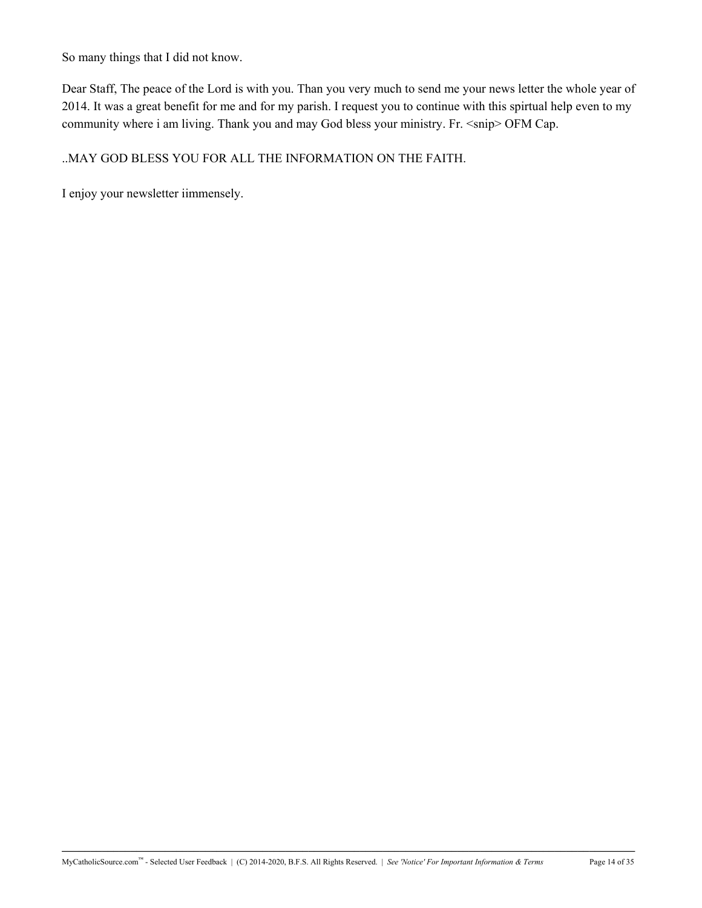So many things that I did not know.

Dear Staff, The peace of the Lord is with you. Than you very much to send me your news letter the whole year of 2014. It was a great benefit for me and for my parish. I request you to continue with this spirtual help even to my community where i am living. Thank you and may God bless your ministry. Fr. <snip> OFM Cap.

..MAY GOD BLESS YOU FOR ALL THE INFORMATION ON THE FAITH.

I enjoy your newsletter iimmensely.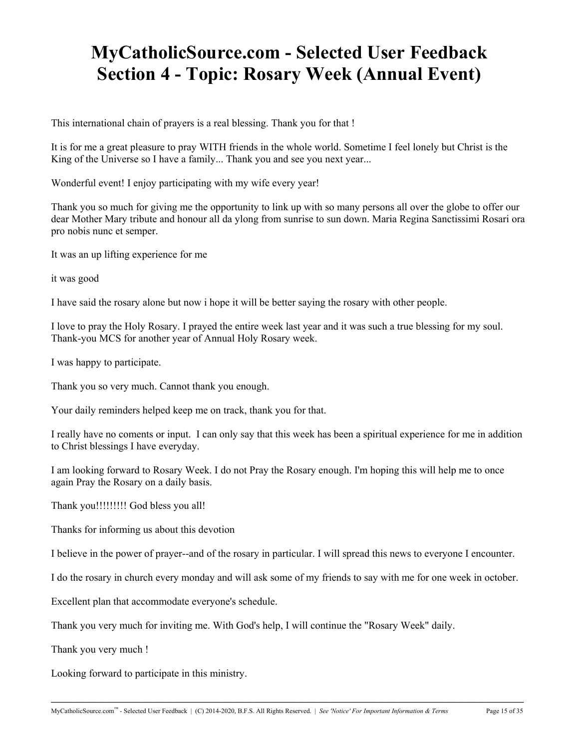# MyCatholicSource.com - Selected User Feedback
# Section 4 - Topic: Rosary Week (Annual Event)

This international chain of prayers is a real blessing. Thank you for that !

It is for me a great pleasure to pray WITH friends in the whole world. Sometime I feel lonely but Christ is the King of the Universe so I have a family... Thank you and see you next year...

Wonderful event! I enjoy participating with my wife every year!

Thank you so much for giving me the opportunity to link up with so many persons all over the globe to offer our dear Mother Mary tribute and honour all da ylong from sunrise to sun down. Maria Regina Sanctissimi Rosari ora pro nobis nunc et semper.

It was an up lifting experience for me

it was good

I have said the rosary alone but now i hope it will be better saying the rosary with other people.

I love to pray the Holy Rosary. I prayed the entire week last year and it was such a true blessing for my soul. Thank-you MCS for another year of Annual Holy Rosary week.

I was happy to participate.

Thank you so very much. Cannot thank you enough.

Your daily reminders helped keep me on track, thank you for that.

I really have no coments or input. I can only say that this week has been a spiritual experience for me in addition to Christ blessings I have everyday.

I am looking forward to Rosary Week. I do not Pray the Rosary enough. I'm hoping this will help me to once again Pray the Rosary on a daily basis.

Thank you!!!!!!!!! God bless you all!

Thanks for informing us about this devotion

I believe in the power of prayer--and of the rosary in particular. I will spread this news to everyone I encounter.

I do the rosary in church every monday and will ask some of my friends to say with me for one week in october.

Excellent plan that accommodate everyone's schedule.

Thank you very much for inviting me. With God's help, I will continue the "Rosary Week" daily.

Thank you very much !

Looking forward to participate in this ministry.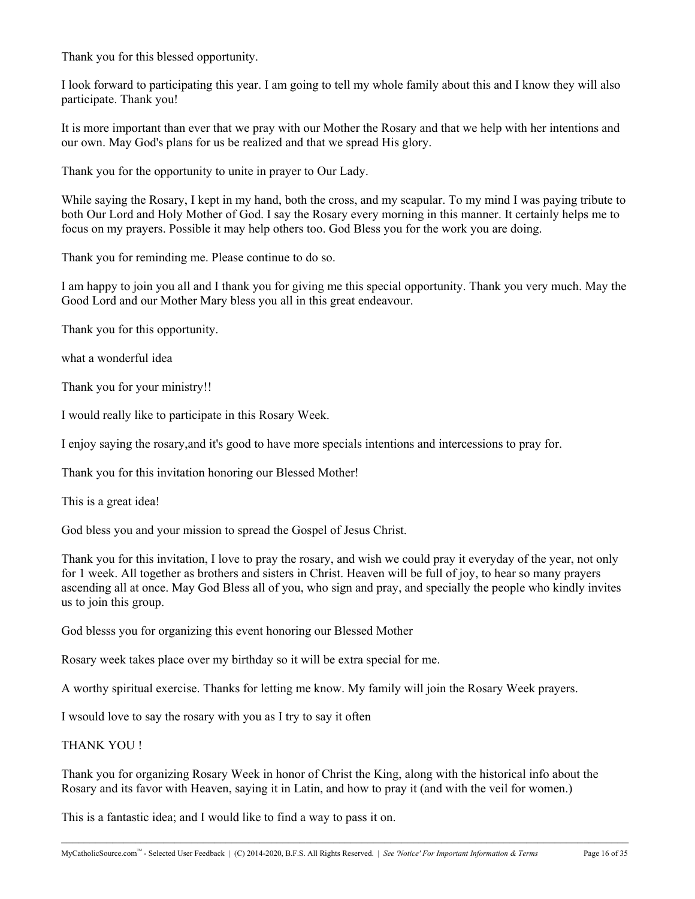Thank you for this blessed opportunity.

I look forward to participating this year. I am going to tell my whole family about this and I know they will also participate. Thank you!

It is more important than ever that we pray with our Mother the Rosary and that we help with her intentions and our own. May God's plans for us be realized and that we spread His glory.

Thank you for the opportunity to unite in prayer to Our Lady.

While saying the Rosary, I kept in my hand, both the cross, and my scapular. To my mind I was paying tribute to both Our Lord and Holy Mother of God. I say the Rosary every morning in this manner. It certainly helps me to focus on my prayers. Possible it may help others too. God Bless you for the work you are doing.

Thank you for reminding me. Please continue to do so.

I am happy to join you all and I thank you for giving me this special opportunity. Thank you very much. May the Good Lord and our Mother Mary bless you all in this great endeavour.

Thank you for this opportunity.

what a wonderful idea

Thank you for your ministry!!

I would really like to participate in this Rosary Week.

I enjoy saying the rosary,and it's good to have more specials intentions and intercessions to pray for.

Thank you for this invitation honoring our Blessed Mother!

This is a great idea!

God bless you and your mission to spread the Gospel of Jesus Christ.

Thank you for this invitation, I love to pray the rosary, and wish we could pray it everyday of the year, not only for 1 week. All together as brothers and sisters in Christ. Heaven will be full of joy, to hear so many prayers ascending all at once. May God Bless all of you, who sign and pray, and specially the people who kindly invites us to join this group.

God blesss you for organizing this event honoring our Blessed Mother

Rosary week takes place over my birthday so it will be extra special for me.

A worthy spiritual exercise. Thanks for letting me know. My family will join the Rosary Week prayers.

I wsould love to say the rosary with you as I try to say it often

THANK YOU !

Thank you for organizing Rosary Week in honor of Christ the King, along with the historical info about the Rosary and its favor with Heaven, saying it in Latin, and how to pray it (and with the veil for women.)

This is a fantastic idea; and I would like to find a way to pass it on.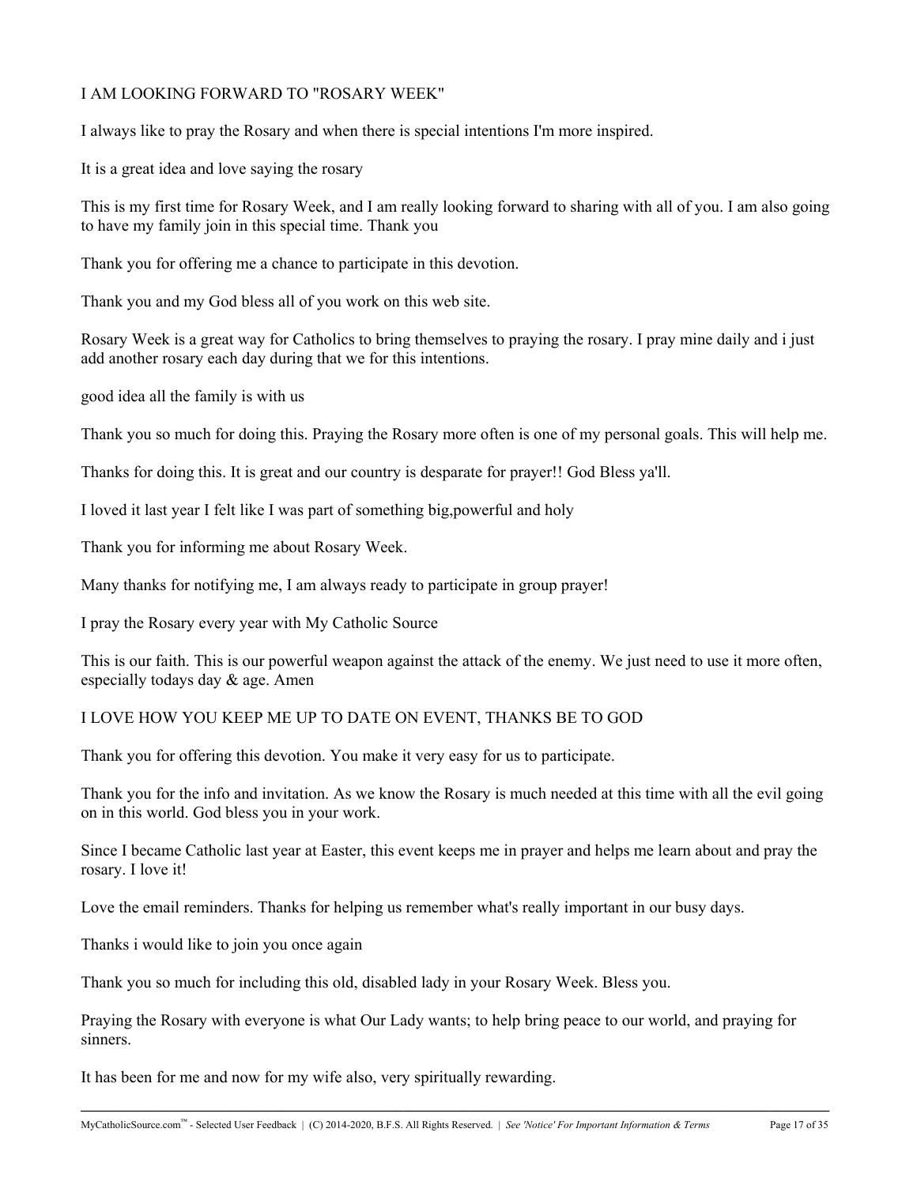I AM LOOKING FORWARD TO "ROSARY WEEK"

I always like to pray the Rosary and when there is special intentions I'm more inspired.

It is a great idea and love saying the rosary

This is my first time for Rosary Week, and I am really looking forward to sharing with all of you. I am also going to have my family join in this special time. Thank you

Thank you for offering me a chance to participate in this devotion.

Thank you and my God bless all of you work on this web site.

Rosary Week is a great way for Catholics to bring themselves to praying the rosary. I pray mine daily and i just add another rosary each day during that we for this intentions.

good idea all the family is with us

Thank you so much for doing this. Praying the Rosary more often is one of my personal goals. This will help me.

Thanks for doing this. It is great and our country is desparate for prayer!! God Bless ya'll.

I loved it last year I felt like I was part of something big,powerful and holy

Thank you for informing me about Rosary Week.

Many thanks for notifying me, I am always ready to participate in group prayer!

I pray the Rosary every year with My Catholic Source

This is our faith. This is our powerful weapon against the attack of the enemy. We just need to use it more often, especially todays day & age. Amen

I LOVE HOW YOU KEEP ME UP TO DATE ON EVENT, THANKS BE TO GOD

Thank you for offering this devotion. You make it very easy for us to participate.

Thank you for the info and invitation. As we know the Rosary is much needed at this time with all the evil going on in this world. God bless you in your work.

Since I became Catholic last year at Easter, this event keeps me in prayer and helps me learn about and pray the rosary. I love it!

Love the email reminders. Thanks for helping us remember what's really important in our busy days.

Thanks i would like to join you once again

Thank you so much for including this old, disabled lady in your Rosary Week. Bless you.

Praying the Rosary with everyone is what Our Lady wants; to help bring peace to our world, and praying for sinners.

It has been for me and now for my wife also, very spiritually rewarding.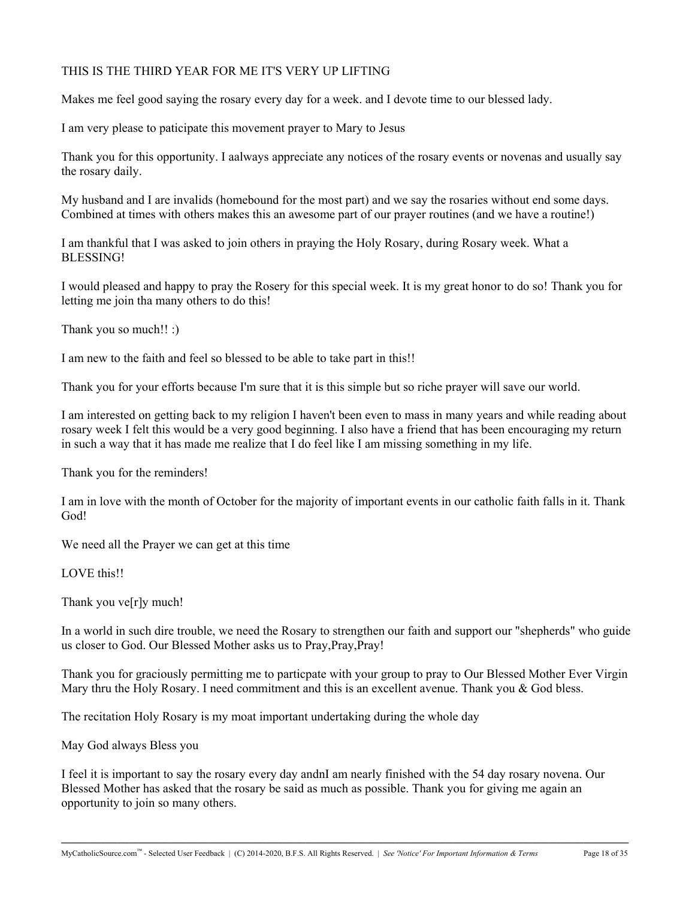THIS IS THE THIRD YEAR FOR ME IT'S VERY UP LIFTING

Makes me feel good saying the rosary every day for a week. and I devote time to our blessed lady.

I am very please to paticipate this movement prayer to Mary to Jesus

Thank you for this opportunity. I aalways appreciate any notices of the rosary events or novenas and usually say the rosary daily.

My husband and I are invalids (homebound for the most part) and we say the rosaries without end some days. Combined at times with others makes this an awesome part of our prayer routines (and we have a routine!)

I am thankful that I was asked to join others in praying the Holy Rosary, during Rosary week. What a BLESSING!

I would pleased and happy to pray the Rosery for this special week. It is my great honor to do so! Thank you for letting me join tha many others to do this!

Thank you so much!! :)

I am new to the faith and feel so blessed to be able to take part in this!!

Thank you for your efforts because I'm sure that it is this simple but so riche prayer will save our world.

I am interested on getting back to my religion I haven't been even to mass in many years and while reading about rosary week I felt this would be a very good beginning. I also have a friend that has been encouraging my return in such a way that it has made me realize that I do feel like I am missing something in my life.

Thank you for the reminders!

I am in love with the month of October for the majority of important events in our catholic faith falls in it. Thank God!

We need all the Prayer we can get at this time

LOVE this!!

Thank you ve[r]y much!

In a world in such dire trouble, we need the Rosary to strengthen our faith and support our "shepherds" who guide us closer to God. Our Blessed Mother asks us to Pray,Pray,Pray!

Thank you for graciously permitting me to particpate with your group to pray to Our Blessed Mother Ever Virgin Mary thru the Holy Rosary. I need commitment and this is an excellent avenue. Thank you & God bless.

The recitation Holy Rosary is my moat important undertaking during the whole day

May God always Bless you

I feel it is important to say the rosary every day andnI am nearly finished with the 54 day rosary novena. Our Blessed Mother has asked that the rosary be said as much as possible. Thank you for giving me again an opportunity to join so many others.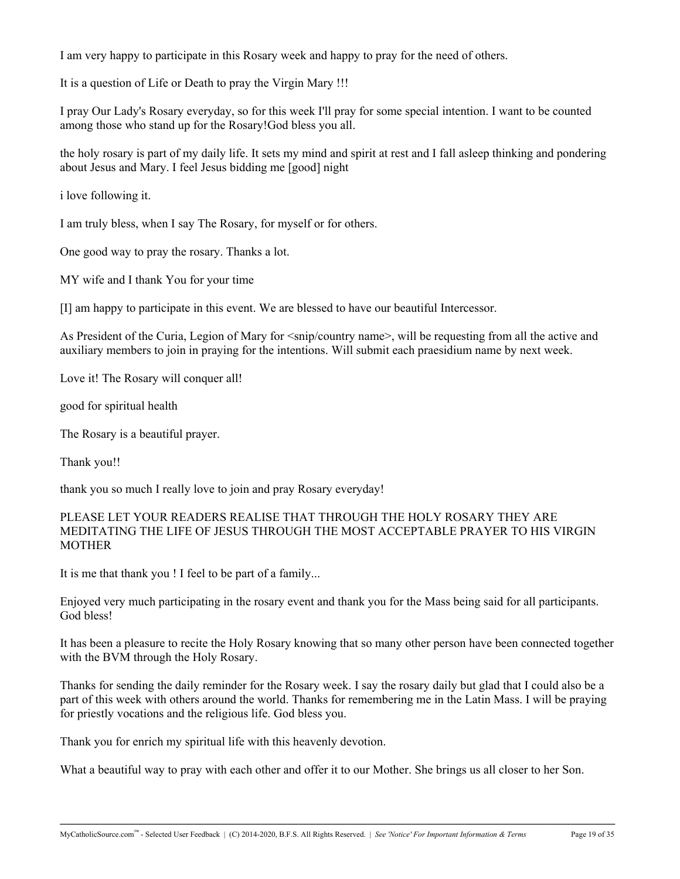I am very happy to participate in this Rosary week and happy to pray for the need of others.

It is a question of Life or Death to pray the Virgin Mary !!!

I pray Our Lady's Rosary everyday, so for this week I'll pray for some special intention. I want to be counted among those who stand up for the Rosary!God bless you all.

the holy rosary is part of my daily life. It sets my mind and spirit at rest and I fall asleep thinking and pondering about Jesus and Mary. I feel Jesus bidding me [good] night

i love following it.

I am truly bless, when I say The Rosary, for myself or for others.

One good way to pray the rosary. Thanks a lot.

MY wife and I thank You for your time

[I] am happy to participate in this event. We are blessed to have our beautiful Intercessor.

As President of the Curia, Legion of Mary for <snip/country name>, will be requesting from all the active and auxiliary members to join in praying for the intentions. Will submit each praesidium name by next week.

Love it! The Rosary will conquer all!

good for spiritual health

The Rosary is a beautiful prayer.

Thank you!!

thank you so much I really love to join and pray Rosary everyday!

PLEASE LET YOUR READERS REALISE THAT THROUGH THE HOLY ROSARY THEY ARE MEDITATING THE LIFE OF JESUS THROUGH THE MOST ACCEPTABLE PRAYER TO HIS VIRGIN MOTHER

It is me that thank you ! I feel to be part of a family...

Enjoyed very much participating in the rosary event and thank you for the Mass being said for all participants. God bless!

It has been a pleasure to recite the Holy Rosary knowing that so many other person have been connected together with the BVM through the Holy Rosary.

Thanks for sending the daily reminder for the Rosary week. I say the rosary daily but glad that I could also be a part of this week with others around the world. Thanks for remembering me in the Latin Mass. I will be praying for priestly vocations and the religious life. God bless you.

Thank you for enrich my spiritual life with this heavenly devotion.

What a beautiful way to pray with each other and offer it to our Mother. She brings us all closer to her Son.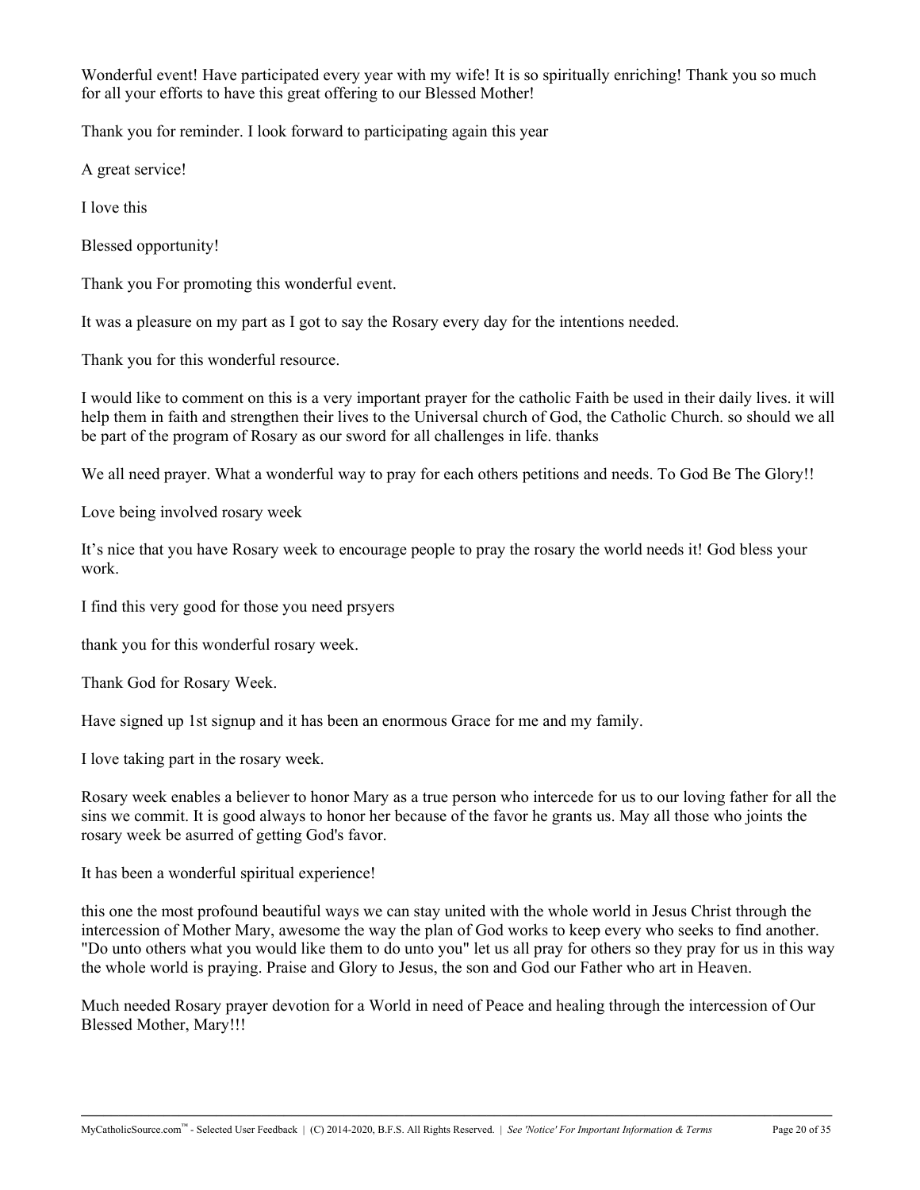Wonderful event! Have participated every year with my wife! It is so spiritually enriching! Thank you so much for all your efforts to have this great offering to our Blessed Mother!

Thank you for reminder. I look forward to participating again this year

A great service!

I love this

Blessed opportunity!

Thank you For promoting this wonderful event.

It was a pleasure on my part as I got to say the Rosary every day for the intentions needed.

Thank you for this wonderful resource.

I would like to comment on this is a very important prayer for the catholic Faith be used in their daily lives. it will help them in faith and strengthen their lives to the Universal church of God, the Catholic Church. so should we all be part of the program of Rosary as our sword for all challenges in life. thanks

We all need prayer. What a wonderful way to pray for each others petitions and needs. To God Be The Glory!!

Love being involved rosary week

It's nice that you have Rosary week to encourage people to pray the rosary the world needs it! God bless your work.

I find this very good for those you need prsyers

thank you for this wonderful rosary week.

Thank God for Rosary Week.

Have signed up 1st signup and it has been an enormous Grace for me and my family.

I love taking part in the rosary week.

Rosary week enables a believer to honor Mary as a true person who intercede for us to our loving father for all the sins we commit. It is good always to honor her because of the favor he grants us. May all those who joints the rosary week be asurred of getting God's favor.

It has been a wonderful spiritual experience!

this one the most profound beautiful ways we can stay united with the whole world in Jesus Christ through the intercession of Mother Mary, awesome the way the plan of God works to keep every who seeks to find another. "Do unto others what you would like them to do unto you" let us all pray for others so they pray for us in this way the whole world is praying. Praise and Glory to Jesus, the son and God our Father who art in Heaven.

Much needed Rosary prayer devotion for a World in need of Peace and healing through the intercession of Our Blessed Mother, Mary!!!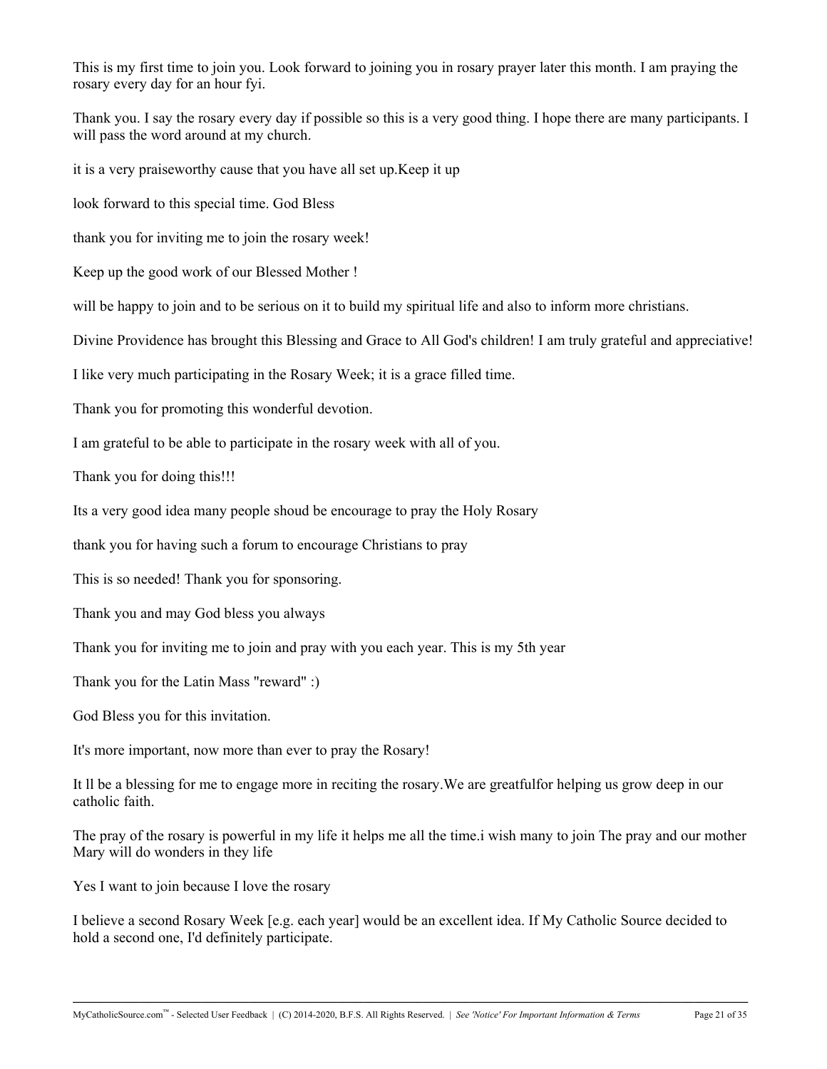This is my first time to join you. Look forward to joining you in rosary prayer later this month. I am praying the rosary every day for an hour fyi.

Thank you. I say the rosary every day if possible so this is a very good thing. I hope there are many participants. I will pass the word around at my church.

it is a very praiseworthy cause that you have all set up.Keep it up

look forward to this special time. God Bless

thank you for inviting me to join the rosary week!

Keep up the good work of our Blessed Mother !

will be happy to join and to be serious on it to build my spiritual life and also to inform more christians.

Divine Providence has brought this Blessing and Grace to All God's children! I am truly grateful and appreciative!

I like very much participating in the Rosary Week; it is a grace filled time.

Thank you for promoting this wonderful devotion.

I am grateful to be able to participate in the rosary week with all of you.

Thank you for doing this!!!

Its a very good idea many people shoud be encourage to pray the Holy Rosary

thank you for having such a forum to encourage Christians to pray

This is so needed! Thank you for sponsoring.

Thank you and may God bless you always

Thank you for inviting me to join and pray with you each year. This is my 5th year

Thank you for the Latin Mass "reward" :)

God Bless you for this invitation.

It's more important, now more than ever to pray the Rosary!

It ll be a blessing for me to engage more in reciting the rosary.We are greatfulfor helping us grow deep in our catholic faith.

The pray of the rosary is powerful in my life it helps me all the time.i wish many to join The pray and our mother Mary will do wonders in they life

Yes I want to join because I love the rosary

I believe a second Rosary Week [e.g. each year] would be an excellent idea. If My Catholic Source decided to hold a second one, I'd definitely participate.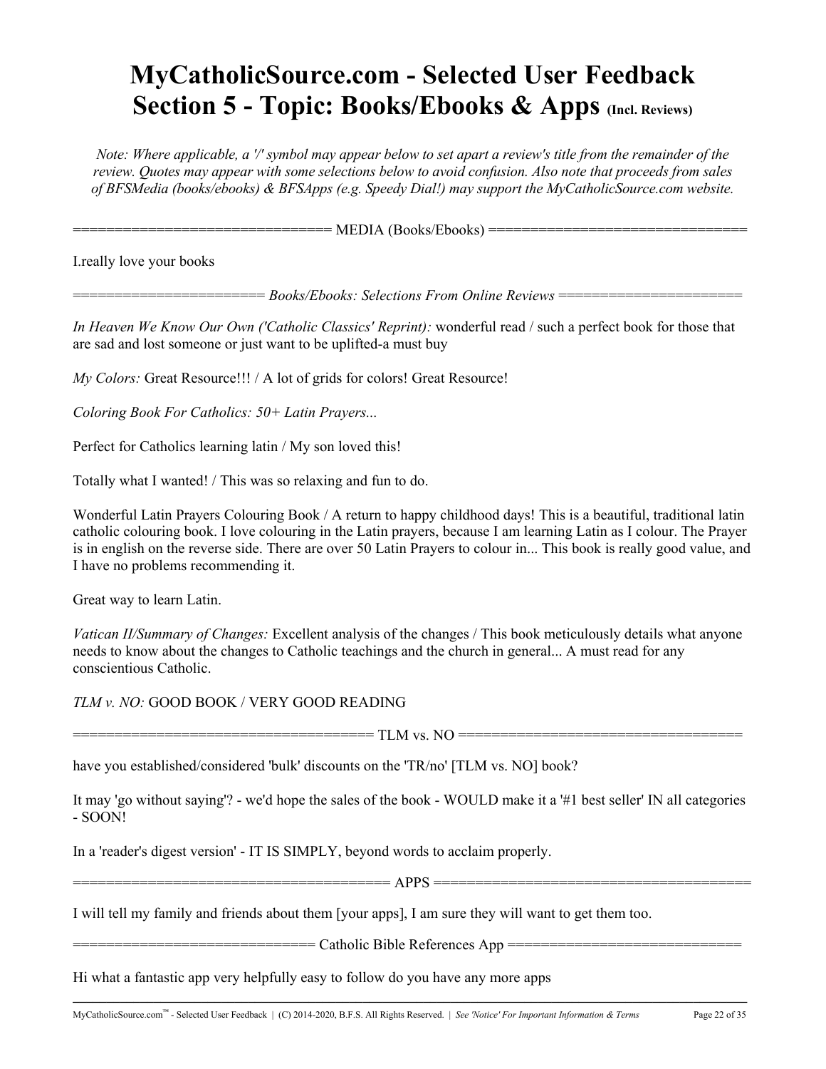# MyCatholicSource.com - Selected User Feedback
# Section 5 - Topic: Books/Ebooks & Apps (Incl. Reviews)

*Note: Where applicable, a '/' symbol may appear below to set apart a review's title from the remainder of the review. Quotes may appear with some selections below to avoid confusion. Also note that proceeds from sales of BFSMedia (books/ebooks) & BFSApps (e.g. Speedy Dial!) may support the MyCatholicSource.com website.*

=============================== MEDIA (Books/Ebooks) ===============================

I.really love your books

======================= *Books/Ebooks: Selections From Online Reviews* =======================

*In Heaven We Know Our Own ('Catholic Classics' Reprint):* wonderful read / such a perfect book for those that are sad and lost someone or just want to be uplifted-a must buy

*My Colors:* Great Resource!!! / A lot of grids for colors! Great Resource!

*Coloring Book For Catholics: 50+ Latin Prayers...*

Perfect for Catholics learning latin / My son loved this!

Totally what I wanted! / This was so relaxing and fun to do.

Wonderful Latin Prayers Colouring Book / A return to happy childhood days! This is a beautiful, traditional latin catholic colouring book. I love colouring in the Latin prayers, because I am learning Latin as I colour. The Prayer is in english on the reverse side. There are over 50 Latin Prayers to colour in... This book is really good value, and I have no problems recommending it.

Great way to learn Latin.

*Vatican II/Summary of Changes:* Excellent analysis of the changes / This book meticulously details what anyone needs to know about the changes to Catholic teachings and the church in general... A must read for any conscientious Catholic.

*TLM v. NO:* GOOD BOOK / VERY GOOD READING

=================================== TLM vs. NO ===================================

have you established/considered 'bulk' discounts on the 'TR/no' [TLM vs. NO] book?

It may 'go without saying'? - we'd hope the sales of the book - WOULD make it a '#1 best seller' IN all categories - SOON!

In a 'reader's digest version' - IT IS SIMPLY, beyond words to acclaim properly.

===================================== APPS =====================================

I will tell my family and friends about them [your apps], I am sure they will want to get them too.

============================ Catholic Bible References App ============================

Hi what a fantastic app very helpfully easy to follow do you have any more apps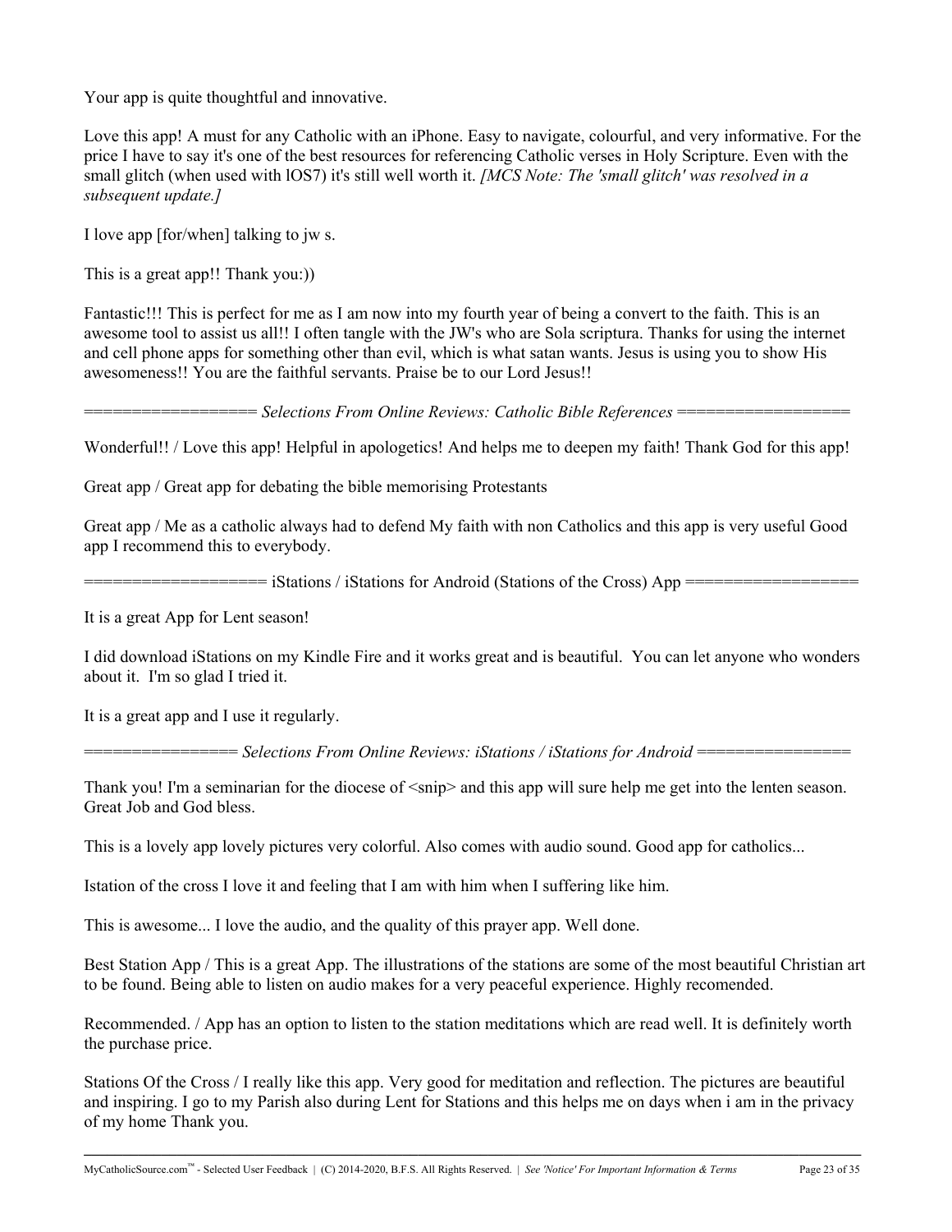Your app is quite thoughtful and innovative.

Love this app! A must for any Catholic with an iPhone. Easy to navigate, colourful, and very informative. For the price I have to say it's one of the best resources for referencing Catholic verses in Holy Scripture. Even with the small glitch (when used with lOS7) it's still well worth it. *[MCS Note: The 'small glitch' was resolved in a subsequent update.]*

I love app [for/when] talking to jw s.

This is a great app!! Thank you:))

Fantastic!!! This is perfect for me as I am now into my fourth year of being a convert to the faith. This is an awesome tool to assist us all!! I often tangle with the JW's who are Sola scriptura. Thanks for using the internet and cell phone apps for something other than evil, which is what satan wants. Jesus is using you to show His awesomeness!! You are the faithful servants. Praise be to our Lord Jesus!!

================== *Selections From Online Reviews: Catholic Bible References* ==================

Wonderful!! / Love this app! Helpful in apologetics! And helps me to deepen my faith! Thank God for this app!

Great app / Great app for debating the bible memorising Protestants

Great app / Me as a catholic always had to defend My faith with non Catholics and this app is very useful Good app I recommend this to everybody.

=================== iStations / iStations for Android (Stations of the Cross) App ===================

It is a great App for Lent season!

I did download iStations on my Kindle Fire and it works great and is beautiful. You can let anyone who wonders about it. I'm so glad I tried it.

It is a great app and I use it regularly.

================ *Selections From Online Reviews: iStations / iStations for Android* ================

Thank you! I'm a seminarian for the diocese of <snip> and this app will sure help me get into the lenten season. Great Job and God bless.

This is a lovely app lovely pictures very colorful. Also comes with audio sound. Good app for catholics...

Istation of the cross I love it and feeling that I am with him when I suffering like him.

This is awesome... I love the audio, and the quality of this prayer app. Well done.

Best Station App / This is a great App. The illustrations of the stations are some of the most beautiful Christian art to be found. Being able to listen on audio makes for a very peaceful experience. Highly recomended.

Recommended. / App has an option to listen to the station meditations which are read well. It is definitely worth the purchase price.

Stations Of the Cross / I really like this app. Very good for meditation and reflection. The pictures are beautiful and inspiring. I go to my Parish also during Lent for Stations and this helps me on days when i am in the privacy of my home Thank you.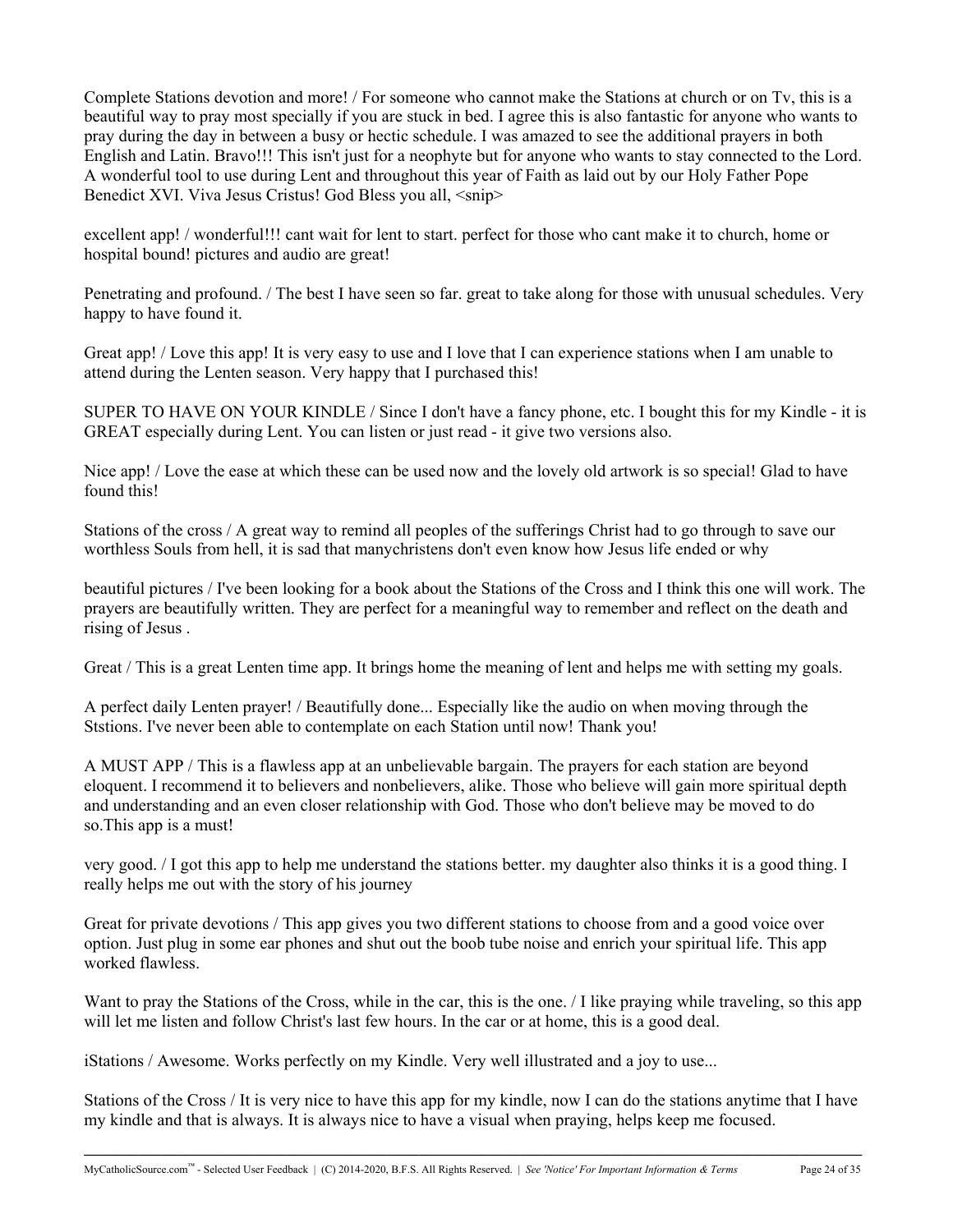Complete Stations devotion and more! / For someone who cannot make the Stations at church or on Tv, this is a beautiful way to pray most specially if you are stuck in bed. I agree this is also fantastic for anyone who wants to pray during the day in between a busy or hectic schedule. I was amazed to see the additional prayers in both English and Latin. Bravo!!! This isn't just for a neophyte but for anyone who wants to stay connected to the Lord. A wonderful tool to use during Lent and throughout this year of Faith as laid out by our Holy Father Pope Benedict XVI. Viva Jesus Cristus! God Bless you all, <snip>

excellent app! / wonderful!!! cant wait for lent to start. perfect for those who cant make it to church, home or hospital bound! pictures and audio are great!

Penetrating and profound. / The best I have seen so far. great to take along for those with unusual schedules. Very happy to have found it.

Great app! / Love this app! It is very easy to use and I love that I can experience stations when I am unable to attend during the Lenten season. Very happy that I purchased this!

SUPER TO HAVE ON YOUR KINDLE / Since I don't have a fancy phone, etc. I bought this for my Kindle - it is GREAT especially during Lent. You can listen or just read - it give two versions also.

Nice app! / Love the ease at which these can be used now and the lovely old artwork is so special! Glad to have found this!

Stations of the cross / A great way to remind all peoples of the sufferings Christ had to go through to save our worthless Souls from hell, it is sad that manychristens don't even know how Jesus life ended or why

beautiful pictures / I've been looking for a book about the Stations of the Cross and I think this one will work. The prayers are beautifully written. They are perfect for a meaningful way to remember and reflect on the death and rising of Jesus .

Great / This is a great Lenten time app. It brings home the meaning of lent and helps me with setting my goals.

A perfect daily Lenten prayer! / Beautifully done... Especially like the audio on when moving through the Ststions. I've never been able to contemplate on each Station until now! Thank you!

A MUST APP / This is a flawless app at an unbelievable bargain. The prayers for each station are beyond eloquent. I recommend it to believers and nonbelievers, alike. Those who believe will gain more spiritual depth and understanding and an even closer relationship with God. Those who don't believe may be moved to do so.This app is a must!

very good. / I got this app to help me understand the stations better. my daughter also thinks it is a good thing. I really helps me out with the story of his journey

Great for private devotions / This app gives you two different stations to choose from and a good voice over option. Just plug in some ear phones and shut out the boob tube noise and enrich your spiritual life. This app worked flawless.

Want to pray the Stations of the Cross, while in the car, this is the one. / I like praying while traveling, so this app will let me listen and follow Christ's last few hours. In the car or at home, this is a good deal.

iStations / Awesome. Works perfectly on my Kindle. Very well illustrated and a joy to use...

Stations of the Cross / It is very nice to have this app for my kindle, now I can do the stations anytime that I have my kindle and that is always. It is always nice to have a visual when praying, helps keep me focused.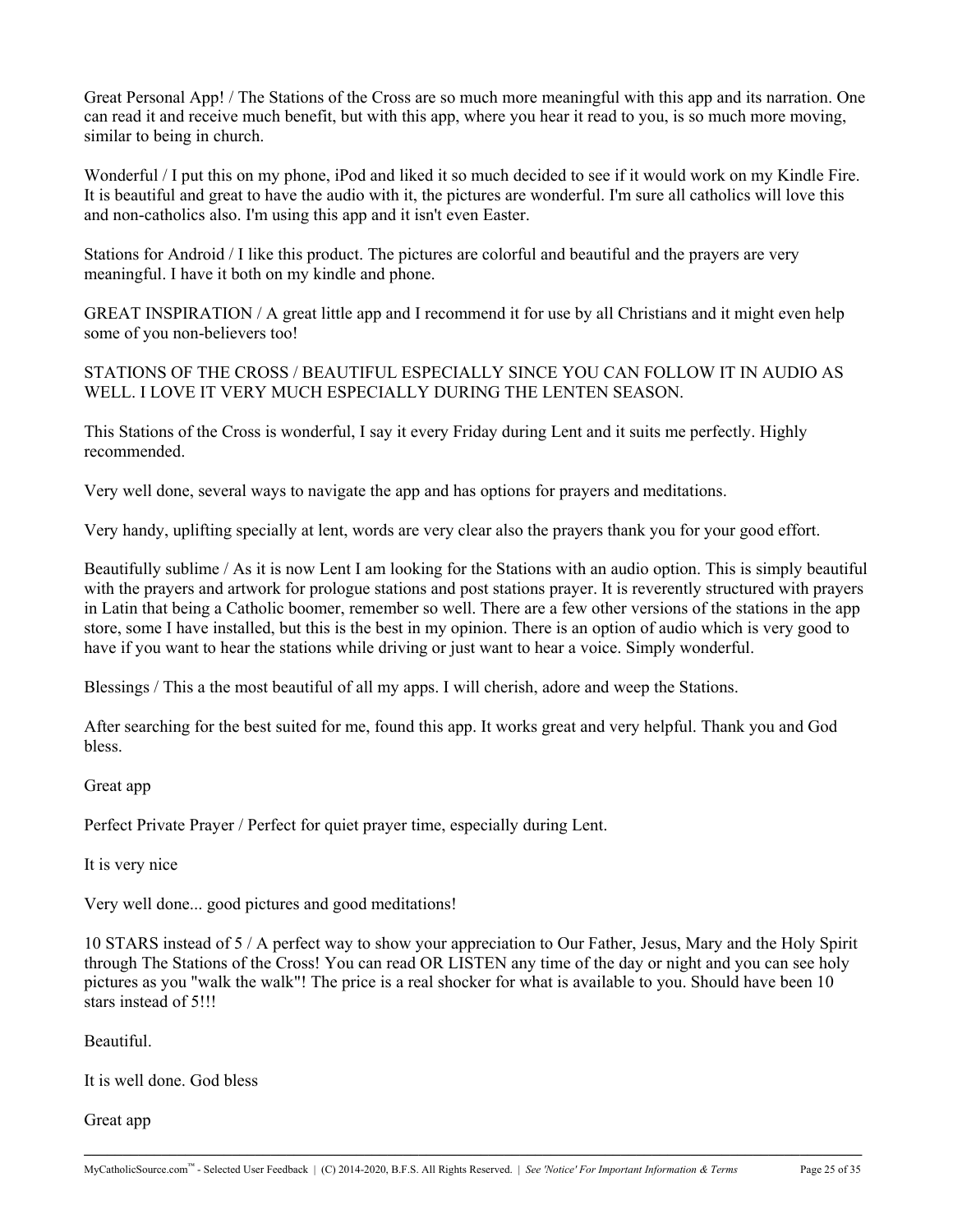Great Personal App! / The Stations of the Cross are so much more meaningful with this app and its narration. One can read it and receive much benefit, but with this app, where you hear it read to you, is so much more moving, similar to being in church.

Wonderful / I put this on my phone, iPod and liked it so much decided to see if it would work on my Kindle Fire. It is beautiful and great to have the audio with it, the pictures are wonderful. I'm sure all catholics will love this and non-catholics also. I'm using this app and it isn't even Easter.

Stations for Android / I like this product. The pictures are colorful and beautiful and the prayers are very meaningful. I have it both on my kindle and phone.

GREAT INSPIRATION / A great little app and I recommend it for use by all Christians and it might even help some of you non-believers too!

STATIONS OF THE CROSS / BEAUTIFUL ESPECIALLY SINCE YOU CAN FOLLOW IT IN AUDIO AS WELL. I LOVE IT VERY MUCH ESPECIALLY DURING THE LENTEN SEASON.

This Stations of the Cross is wonderful, I say it every Friday during Lent and it suits me perfectly. Highly recommended.

Very well done, several ways to navigate the app and has options for prayers and meditations.

Very handy, uplifting specially at lent, words are very clear also the prayers thank you for your good effort.

Beautifully sublime / As it is now Lent I am looking for the Stations with an audio option. This is simply beautiful with the prayers and artwork for prologue stations and post stations prayer. It is reverently structured with prayers in Latin that being a Catholic boomer, remember so well. There are a few other versions of the stations in the app store, some I have installed, but this is the best in my opinion. There is an option of audio which is very good to have if you want to hear the stations while driving or just want to hear a voice. Simply wonderful.

Blessings / This a the most beautiful of all my apps. I will cherish, adore and weep the Stations.

After searching for the best suited for me, found this app. It works great and very helpful. Thank you and God bless.

Great app

Perfect Private Prayer / Perfect for quiet prayer time, especially during Lent.

It is very nice

Very well done... good pictures and good meditations!

10 STARS instead of 5 / A perfect way to show your appreciation to Our Father, Jesus, Mary and the Holy Spirit through The Stations of the Cross! You can read OR LISTEN any time of the day or night and you can see holy pictures as you "walk the walk"! The price is a real shocker for what is available to you. Should have been 10 stars instead of 5!!!

Beautiful.

It is well done. God bless

Great app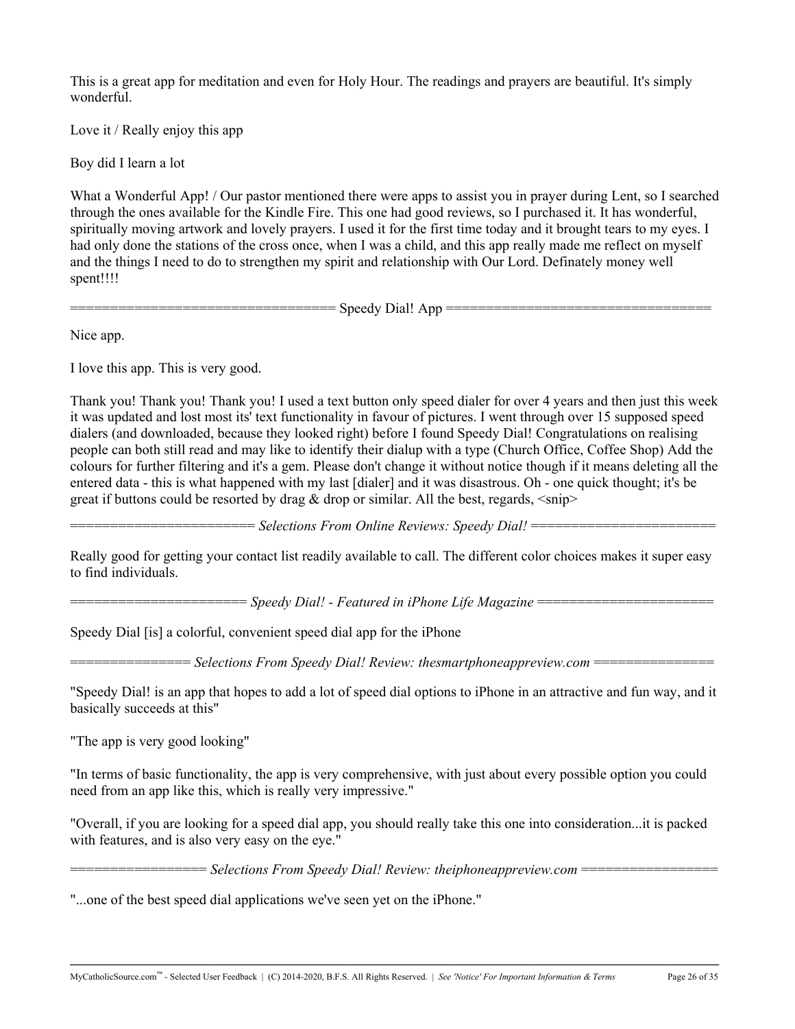This is a great app for meditation and even for Holy Hour. The readings and prayers are beautiful. It's simply wonderful.

Love it / Really enjoy this app

Boy did I learn a lot

What a Wonderful App! / Our pastor mentioned there were apps to assist you in prayer during Lent, so I searched through the ones available for the Kindle Fire. This one had good reviews, so I purchased it. It has wonderful, spiritually moving artwork and lovely prayers. I used it for the first time today and it brought tears to my eyes. I had only done the stations of the cross once, when I was a child, and this app really made me reflect on myself and the things I need to do to strengthen my spirit and relationship with Our Lord. Definately money well spent!!!!

================================= Speedy Dial! App =================================

Nice app.

I love this app. This is very good.

Thank you! Thank you! Thank you! I used a text button only speed dialer for over 4 years and then just this week it was updated and lost most its' text functionality in favour of pictures. I went through over 15 supposed speed dialers (and downloaded, because they looked right) before I found Speedy Dial! Congratulations on realising people can both still read and may like to identify their dialup with a type (Church Office, Coffee Shop) Add the colours for further filtering and it's a gem. Please don't change it without notice though if it means deleting all the entered data - this is what happened with my last [dialer] and it was disastrous. Oh - one quick thought; it's be great if buttons could be resorted by drag & drop or similar. All the best, regards, <snip>

======================== *Selections From Online Reviews: Speedy Dial!* ========================

Really good for getting your contact list readily available to call. The different color choices makes it super easy to find individuals.

====================== *Speedy Dial! - Featured in iPhone Life Magazine* ======================

Speedy Dial [is] a colorful, convenient speed dial app for the iPhone

=============== *Selections From Speedy Dial! Review: thesmartphoneappreview.com* ===============

"Speedy Dial! is an app that hopes to add a lot of speed dial options to iPhone in an attractive and fun way, and it basically succeeds at this"

"The app is very good looking"

"In terms of basic functionality, the app is very comprehensive, with just about every possible option you could need from an app like this, which is really very impressive."

"Overall, if you are looking for a speed dial app, you should really take this one into consideration...it is packed with features, and is also very easy on the eye."

================= *Selections From Speedy Dial! Review: theiphoneappreview.com* =================

"...one of the best speed dial applications we've seen yet on the iPhone."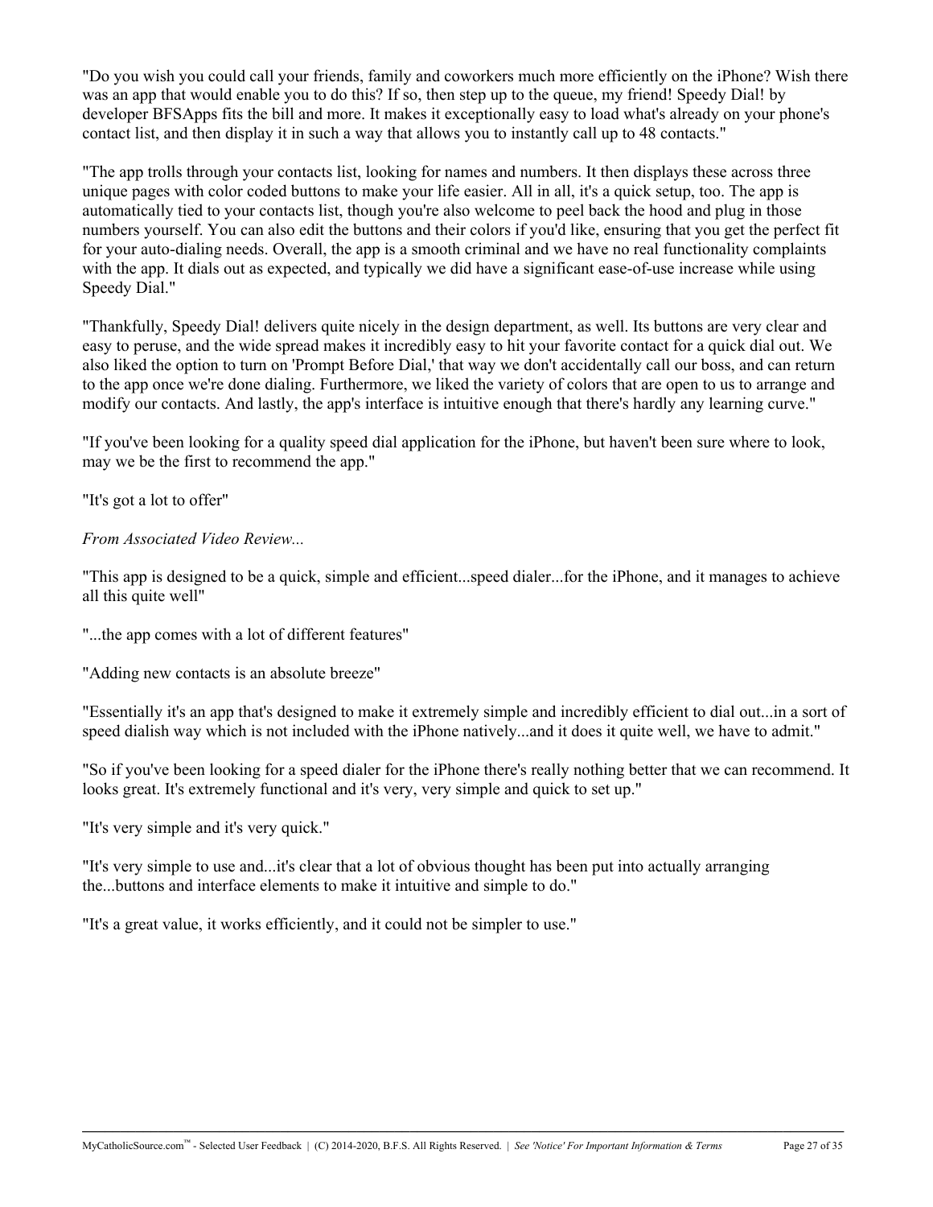"Do you wish you could call your friends, family and coworkers much more efficiently on the iPhone? Wish there was an app that would enable you to do this? If so, then step up to the queue, my friend! Speedy Dial! by developer BFSApps fits the bill and more. It makes it exceptionally easy to load what's already on your phone's contact list, and then display it in such a way that allows you to instantly call up to 48 contacts."

"The app trolls through your contacts list, looking for names and numbers. It then displays these across three unique pages with color coded buttons to make your life easier. All in all, it's a quick setup, too. The app is automatically tied to your contacts list, though you're also welcome to peel back the hood and plug in those numbers yourself. You can also edit the buttons and their colors if you'd like, ensuring that you get the perfect fit for your auto-dialing needs. Overall, the app is a smooth criminal and we have no real functionality complaints with the app. It dials out as expected, and typically we did have a significant ease-of-use increase while using Speedy Dial."

"Thankfully, Speedy Dial! delivers quite nicely in the design department, as well. Its buttons are very clear and easy to peruse, and the wide spread makes it incredibly easy to hit your favorite contact for a quick dial out. We also liked the option to turn on 'Prompt Before Dial,' that way we don't accidentally call our boss, and can return to the app once we're done dialing. Furthermore, we liked the variety of colors that are open to us to arrange and modify our contacts. And lastly, the app's interface is intuitive enough that there's hardly any learning curve."

"If you've been looking for a quality speed dial application for the iPhone, but haven't been sure where to look, may we be the first to recommend the app."

"It's got a lot to offer"

*From Associated Video Review...*

"This app is designed to be a quick, simple and efficient...speed dialer...for the iPhone, and it manages to achieve all this quite well"

"...the app comes with a lot of different features"

"Adding new contacts is an absolute breeze"

"Essentially it's an app that's designed to make it extremely simple and incredibly efficient to dial out...in a sort of speed dialish way which is not included with the iPhone natively...and it does it quite well, we have to admit."

"So if you've been looking for a speed dialer for the iPhone there's really nothing better that we can recommend. It looks great. It's extremely functional and it's very, very simple and quick to set up."

"It's very simple and it's very quick."

"It's very simple to use and...it's clear that a lot of obvious thought has been put into actually arranging the...buttons and interface elements to make it intuitive and simple to do."

"It's a great value, it works efficiently, and it could not be simpler to use."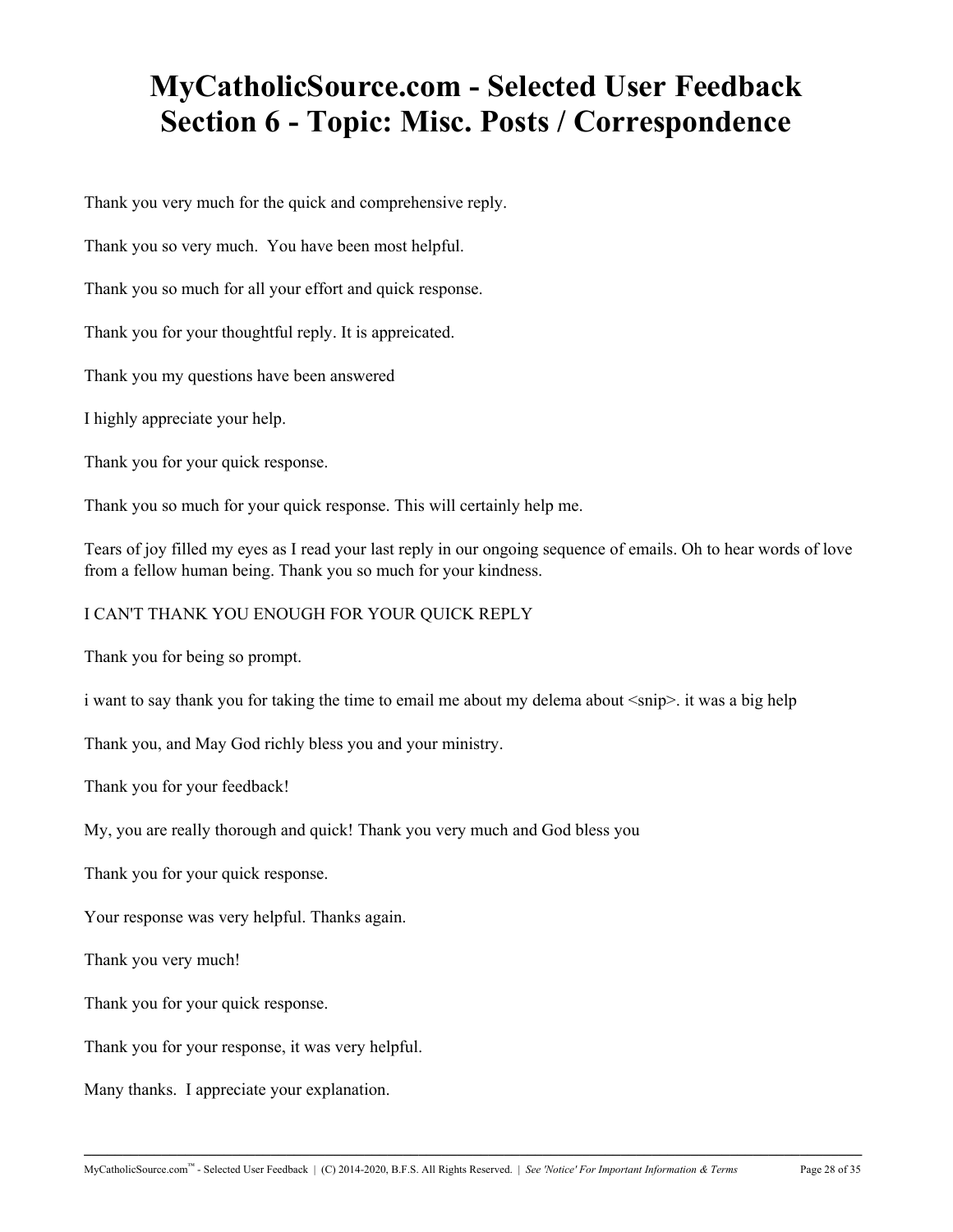# MyCatholicSource.com - Selected User Feedback
# Section 6 - Topic: Misc. Posts / Correspondence

Thank you very much for the quick and comprehensive reply.

Thank you so very much.  You have been most helpful.

Thank you so much for all your effort and quick response.

Thank you for your thoughtful reply. It is appreicated.

Thank you my questions have been answered

I highly appreciate your help.

Thank you for your quick response.

Thank you so much for your quick response. This will certainly help me.

Tears of joy filled my eyes as I read your last reply in our ongoing sequence of emails. Oh to hear words of love from a fellow human being. Thank you so much for your kindness.

I CAN'T THANK YOU ENOUGH FOR YOUR QUICK REPLY

Thank you for being so prompt.

i want to say thank you for taking the time to email me about my delema about <snip>. it was a big help

Thank you, and May God richly bless you and your ministry.

Thank you for your feedback!

My, you are really thorough and quick! Thank you very much and God bless you

Thank you for your quick response.

Your response was very helpful. Thanks again.

Thank you very much!

Thank you for your quick response.

Thank you for your response, it was very helpful.

Many thanks.  I appreciate your explanation.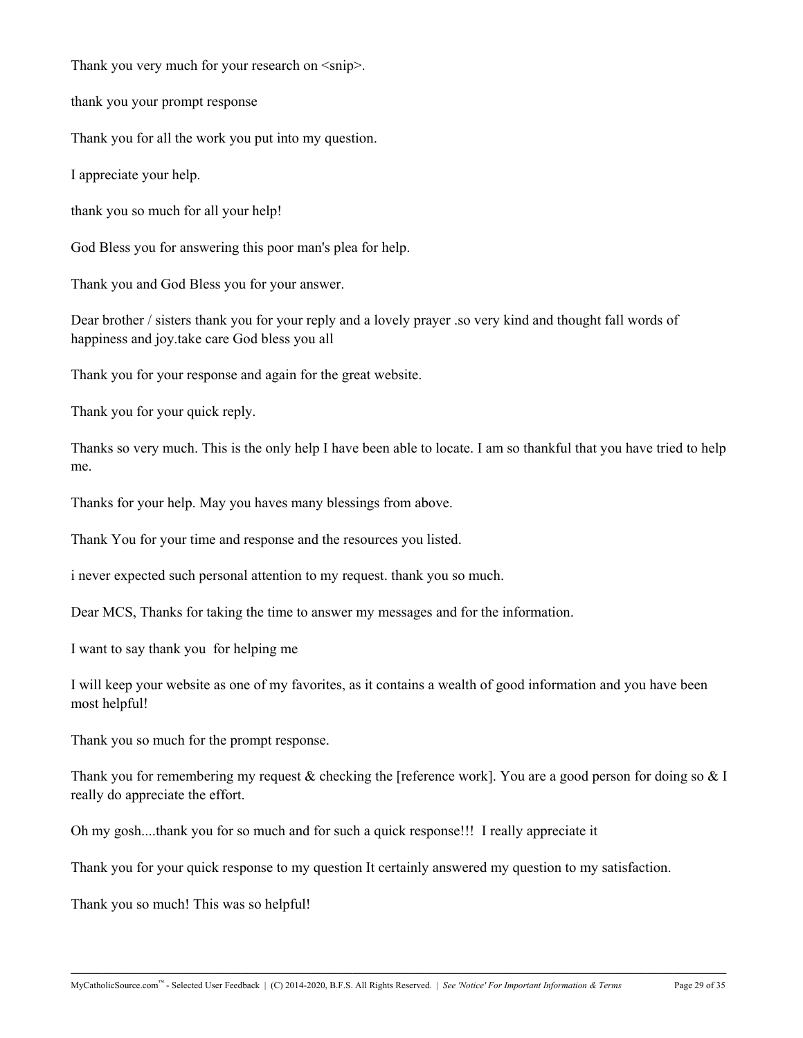Thank you very much for your research on <snip>.

thank you your prompt response

Thank you for all the work you put into my question.

I appreciate your help.

thank you so much for all your help!

God Bless you for answering this poor man's plea for help.

Thank you and God Bless you for your answer.

Dear brother / sisters thank you for your reply and a lovely prayer .so very kind and thought fall words of happiness and joy.take care God bless you all

Thank you for your response and again for the great website.

Thank you for your quick reply.

Thanks so very much. This is the only help I have been able to locate. I am so thankful that you have tried to help me.

Thanks for your help. May you haves many blessings from above.

Thank You for your time and response and the resources you listed.

i never expected such personal attention to my request. thank you so much.

Dear MCS, Thanks for taking the time to answer my messages and for the information.

I want to say thank you  for helping me

I will keep your website as one of my favorites, as it contains a wealth of good information and you have been most helpful!

Thank you so much for the prompt response.

Thank you for remembering my request & checking the [reference work]. You are a good person for doing so & I really do appreciate the effort.

Oh my gosh....thank you for so much and for such a quick response!!!  I really appreciate it

Thank you for your quick response to my question It certainly answered my question to my satisfaction.

Thank you so much! This was so helpful!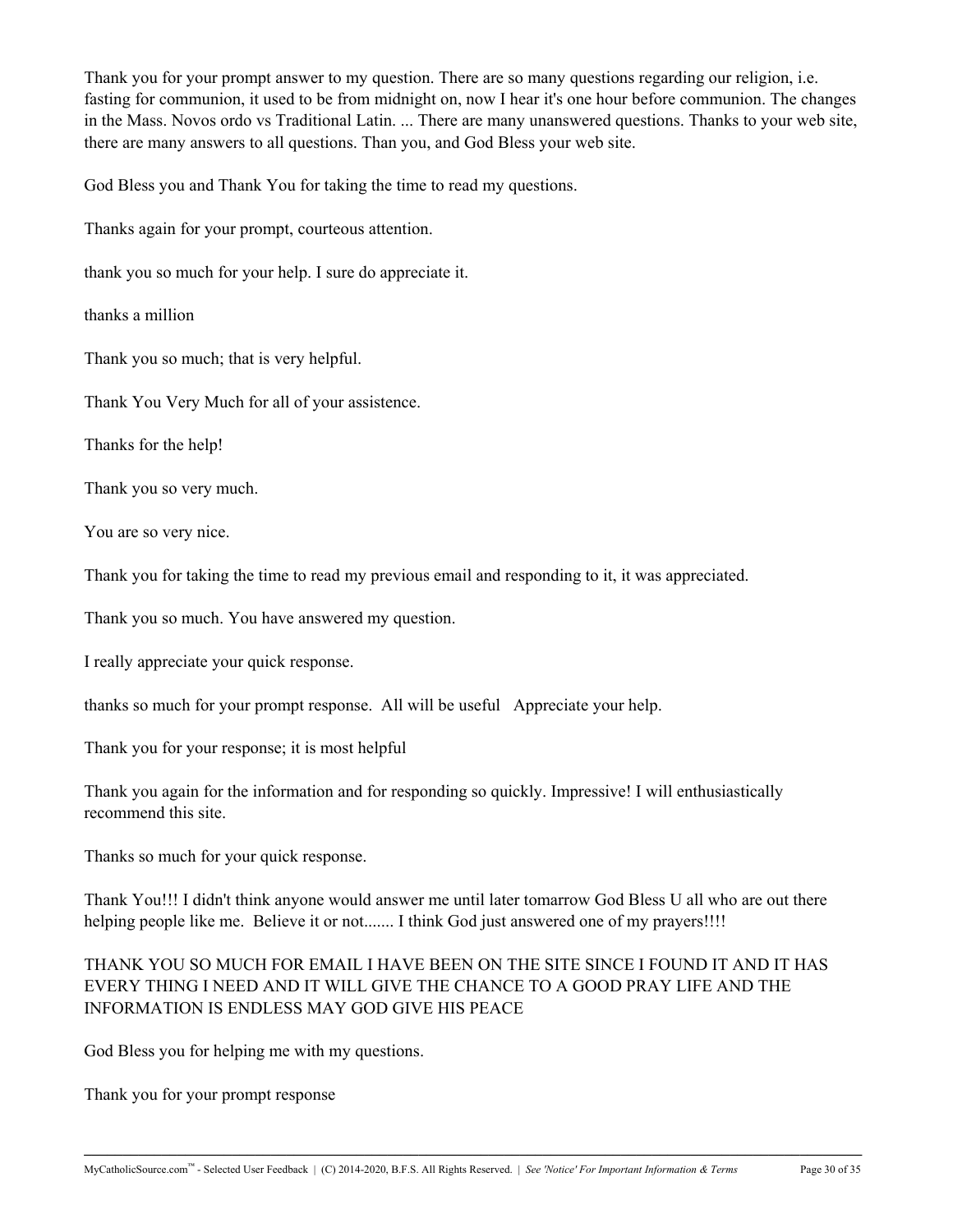Thank you for your prompt answer to my question. There are so many questions regarding our religion, i.e. fasting for communion, it used to be from midnight on, now I hear it's one hour before communion. The changes in the Mass. Novos ordo vs Traditional Latin. ... There are many unanswered questions. Thanks to your web site, there are many answers to all questions. Than you, and God Bless your web site.

God Bless you and Thank You for taking the time to read my questions.

Thanks again for your prompt, courteous attention.

thank you so much for your help. I sure do appreciate it.

thanks a million

Thank you so much; that is very helpful.

Thank You Very Much for all of your assistence.

Thanks for the help!

Thank you so very much.

You are so very nice.

Thank you for taking the time to read my previous email and responding to it, it was appreciated.

Thank you so much. You have answered my question.

I really appreciate your quick response.

thanks so much for your prompt response.  All will be useful   Appreciate your help.

Thank you for your response; it is most helpful

Thank you again for the information and for responding so quickly. Impressive! I will enthusiastically recommend this site.

Thanks so much for your quick response.

Thank You!!! I didn't think anyone would answer me until later tomarrow God Bless U all who are out there helping people like me.  Believe it or not....... I think God just answered one of my prayers!!!!

THANK YOU SO MUCH FOR EMAIL I HAVE BEEN ON THE SITE SINCE I FOUND IT AND IT HAS EVERY THING I NEED AND IT WILL GIVE THE CHANCE TO A GOOD PRAY LIFE AND THE INFORMATION IS ENDLESS MAY GOD GIVE HIS PEACE

God Bless you for helping me with my questions.

Thank you for your prompt response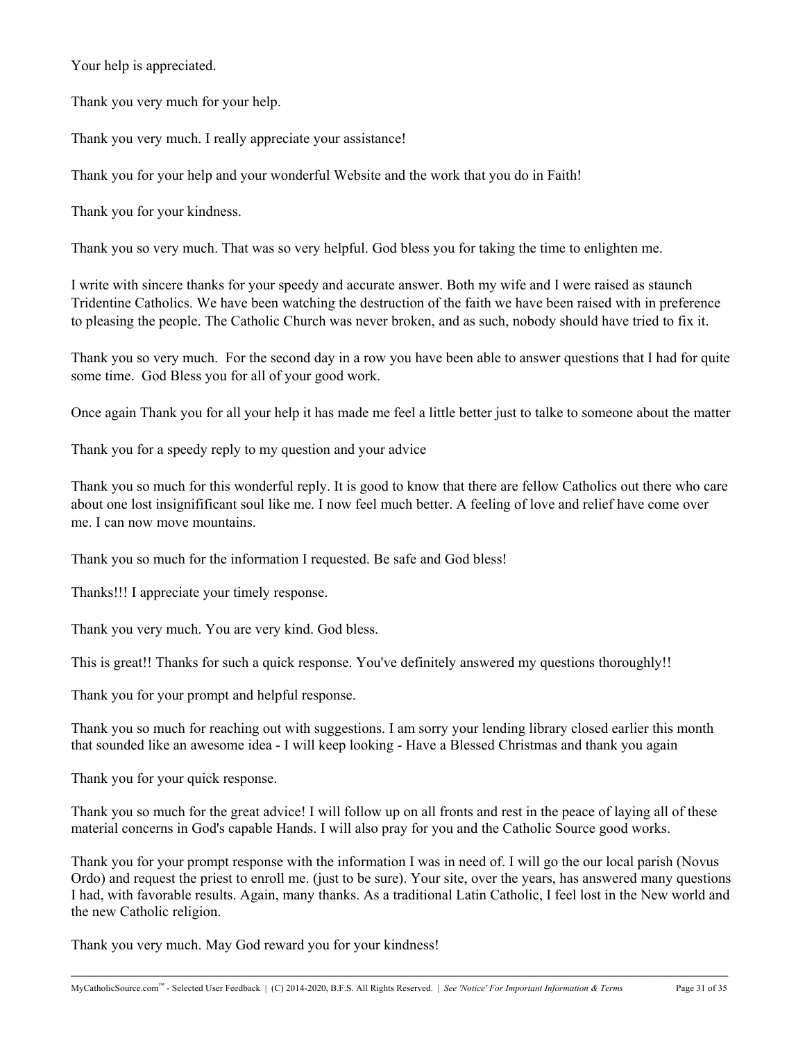Your help is appreciated.

Thank you very much for your help.

Thank you very much. I really appreciate your assistance!

Thank you for your help and your wonderful Website and the work that you do in Faith!

Thank you for your kindness.

Thank you so very much. That was so very helpful. God bless you for taking the time to enlighten me.

I write with sincere thanks for your speedy and accurate answer. Both my wife and I were raised as staunch Tridentine Catholics. We have been watching the destruction of the faith we have been raised with in preference to pleasing the people. The Catholic Church was never broken, and as such, nobody should have tried to fix it.

Thank you so very much. For the second day in a row you have been able to answer questions that I had for quite some time. God Bless you for all of your good work.

Once again Thank you for all your help it has made me feel a little better just to talke to someone about the matter

Thank you for a speedy reply to my question and your advice

Thank you so much for this wonderful reply. It is good to know that there are fellow Catholics out there who care about one lost insignifficant soul like me. I now feel much better. A feeling of love and relief have come over me. I can now move mountains.

Thank you so much for the information I requested. Be safe and God bless!

Thanks!!! I appreciate your timely response.

Thank you very much. You are very kind. God bless.

This is great!! Thanks for such a quick response. You've definitely answered my questions thoroughly!!

Thank you for your prompt and helpful response.

Thank you so much for reaching out with suggestions. I am sorry your lending library closed earlier this month that sounded like an awesome idea - I will keep looking - Have a Blessed Christmas and thank you again

Thank you for your quick response.

Thank you so much for the great advice! I will follow up on all fronts and rest in the peace of laying all of these material concerns in God's capable Hands. I will also pray for you and the Catholic Source good works.

Thank you for your prompt response with the information I was in need of. I will go the our local parish (Novus Ordo) and request the priest to enroll me. (just to be sure). Your site, over the years, has answered many questions I had, with favorable results. Again, many thanks. As a traditional Latin Catholic, I feel lost in the New world and the new Catholic religion.

Thank you very much. May God reward you for your kindness!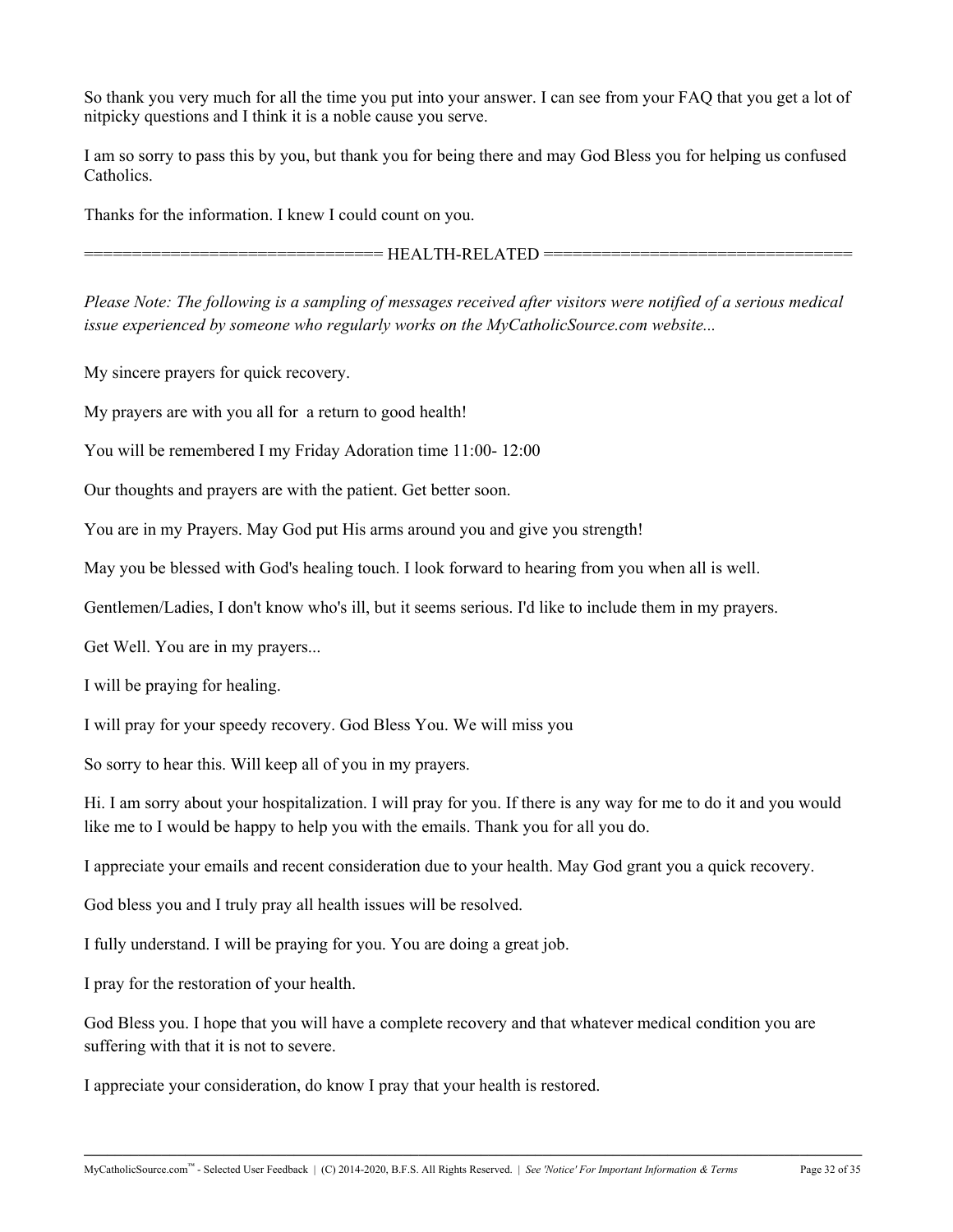So thank you very much for all the time you put into your answer. I can see from your FAQ that you get a lot of nitpicky questions and I think it is a noble cause you serve.

I am so sorry to pass this by you, but thank you for being there and may God Bless you for helping us confused Catholics.

Thanks for the information. I knew I could count on you.

============================== HEALTH-RELATED ===============================

*Please Note: The following is a sampling of messages received after visitors were notified of a serious medical issue experienced by someone who regularly works on the MyCatholicSource.com website...*

My sincere prayers for quick recovery.

My prayers are with you all for  a return to good health!

You will be remembered I my Friday Adoration time 11:00- 12:00

Our thoughts and prayers are with the patient. Get better soon.

You are in my Prayers. May God put His arms around you and give you strength!

May you be blessed with God's healing touch. I look forward to hearing from you when all is well.

Gentlemen/Ladies, I don't know who's ill, but it seems serious. I'd like to include them in my prayers.

Get Well. You are in my prayers...

I will be praying for healing.

I will pray for your speedy recovery. God Bless You. We will miss you

So sorry to hear this. Will keep all of you in my prayers.

Hi. I am sorry about your hospitalization. I will pray for you. If there is any way for me to do it and you would like me to I would be happy to help you with the emails. Thank you for all you do.

I appreciate your emails and recent consideration due to your health. May God grant you a quick recovery.

God bless you and I truly pray all health issues will be resolved.

I fully understand. I will be praying for you. You are doing a great job.

I pray for the restoration of your health.

God Bless you. I hope that you will have a complete recovery and that whatever medical condition you are suffering with that it is not to severe.

I appreciate your consideration, do know I pray that your health is restored.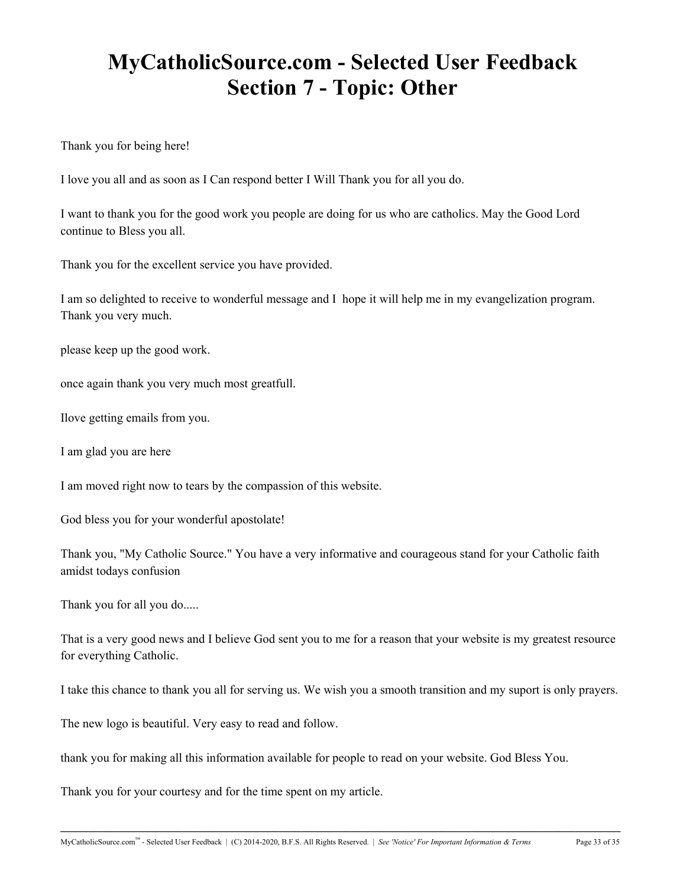# MyCatholicSource.com - Selected User Feedback
# Section 7 - Topic: Other

Thank you for being here!

I love you all and as soon as I Can respond better I Will Thank you for all you do.

I want to thank you for the good work you people are doing for us who are catholics. May the Good Lord continue to Bless you all.

Thank you for the excellent service you have provided.

I am so delighted to receive to wonderful message and I hope it will help me in my evangelization program. Thank you very much.

please keep up the good work.

once again thank you very much most greatfull.

Ilove getting emails from you.

I am glad you are here

I am moved right now to tears by the compassion of this website.

God bless you for your wonderful apostolate!

Thank you, "My Catholic Source." You have a very informative and courageous stand for your Catholic faith amidst todays confusion

Thank you for all you do.....

That is a very good news and I believe God sent you to me for a reason that your website is my greatest resource for everything Catholic.

I take this chance to thank you all for serving us. We wish you a smooth transition and my suport is only prayers.

The new logo is beautiful. Very easy to read and follow.

thank you for making all this information available for people to read on your website. God Bless You.

Thank you for your courtesy and for the time spent on my article.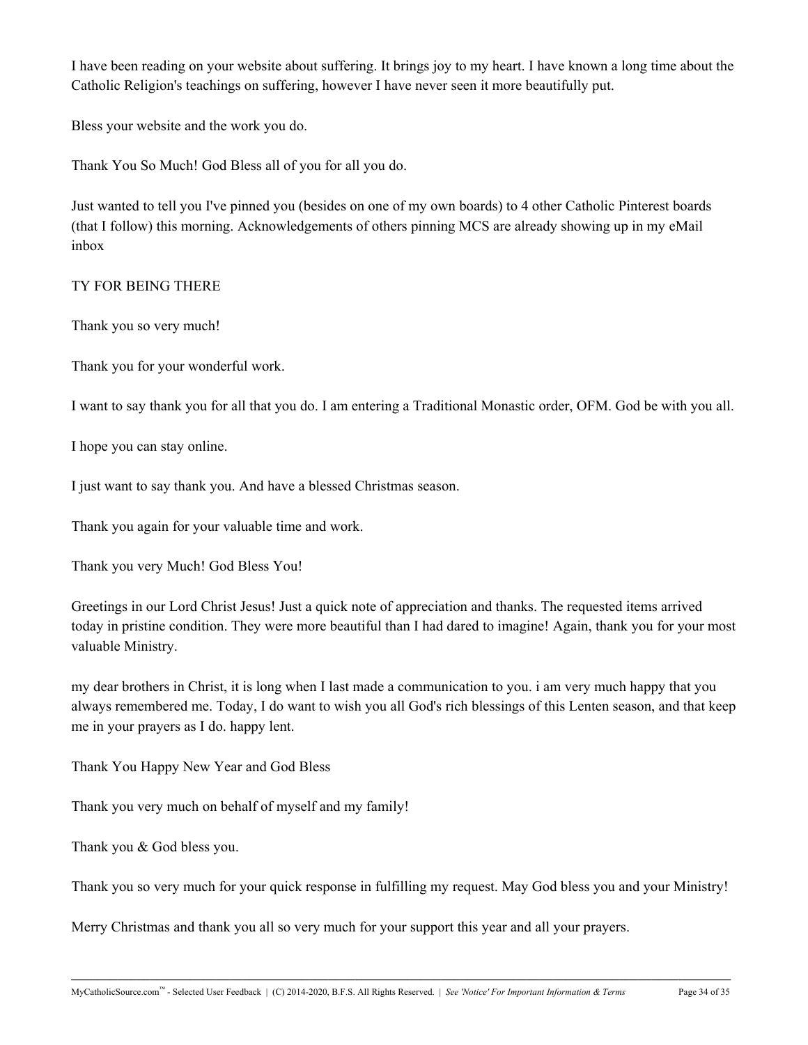I have been reading on your website about suffering. It brings joy to my heart. I have known a long time about the Catholic Religion's teachings on suffering, however I have never seen it more beautifully put.

Bless your website and the work you do.

Thank You So Much! God Bless all of you for all you do.

Just wanted to tell you I've pinned you (besides on one of my own boards) to 4 other Catholic Pinterest boards (that I follow) this morning. Acknowledgements of others pinning MCS are already showing up in my eMail inbox

TY FOR BEING THERE

Thank you so very much!

Thank you for your wonderful work.

I want to say thank you for all that you do. I am entering a Traditional Monastic order, OFM. God be with you all.

I hope you can stay online.

I just want to say thank you. And have a blessed Christmas season.

Thank you again for your valuable time and work.

Thank you very Much! God Bless You!

Greetings in our Lord Christ Jesus! Just a quick note of appreciation and thanks. The requested items arrived today in pristine condition. They were more beautiful than I had dared to imagine! Again, thank you for your most valuable Ministry.

my dear brothers in Christ, it is long when I last made a communication to you. i am very much happy that you always remembered me. Today, I do want to wish you all God's rich blessings of this Lenten season, and that keep me in your prayers as I do. happy lent.

Thank You Happy New Year and God Bless

Thank you very much on behalf of myself and my family!

Thank you & God bless you.

Thank you so very much for your quick response in fulfilling my request. May God bless you and your Ministry!

Merry Christmas and thank you all so very much for your support this year and all your prayers.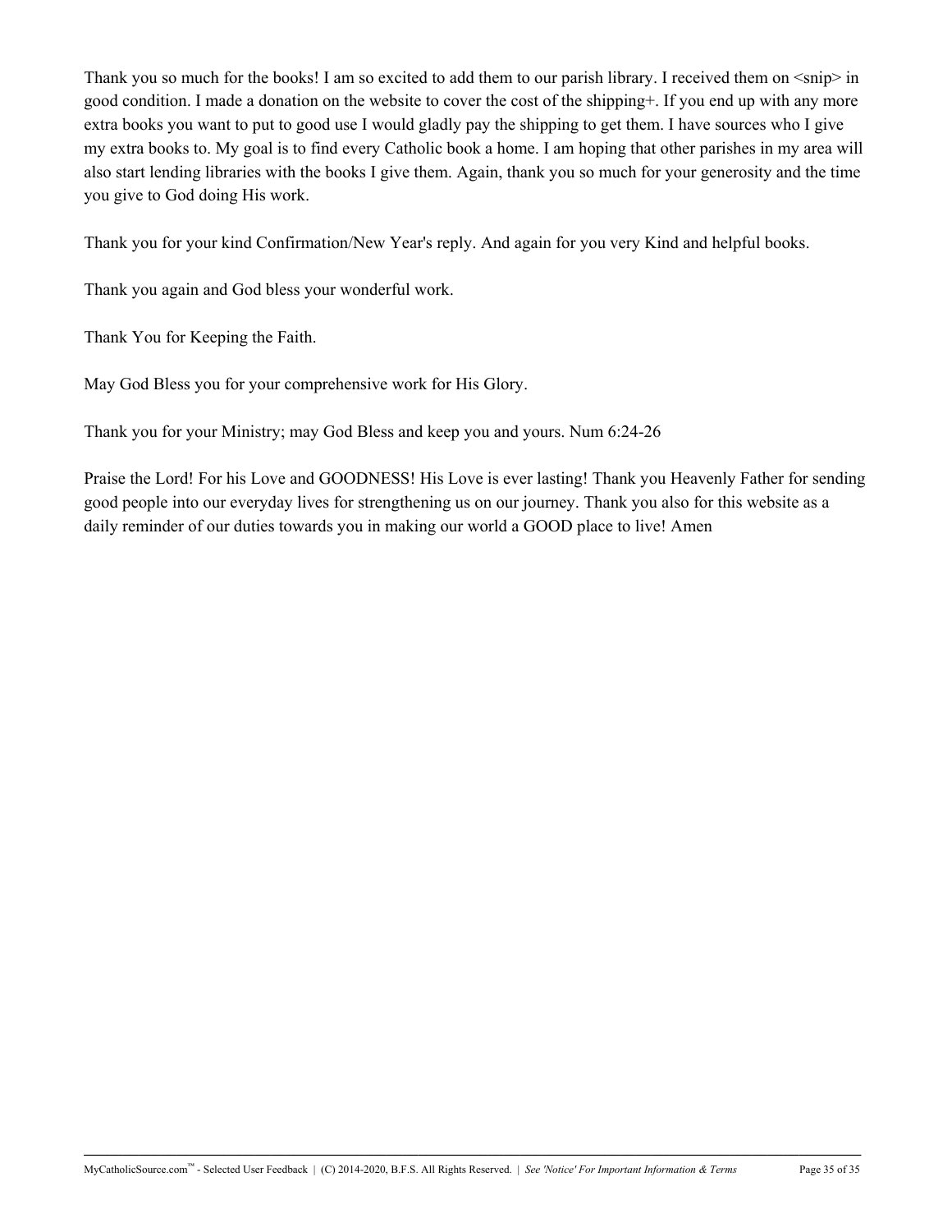Thank you so much for the books! I am so excited to add them to our parish library. I received them on <snip> in good condition. I made a donation on the website to cover the cost of the shipping+. If you end up with any more extra books you want to put to good use I would gladly pay the shipping to get them. I have sources who I give my extra books to. My goal is to find every Catholic book a home. I am hoping that other parishes in my area will also start lending libraries with the books I give them. Again, thank you so much for your generosity and the time you give to God doing His work.

Thank you for your kind Confirmation/New Year's reply. And again for you very Kind and helpful books.

Thank you again and God bless your wonderful work.

Thank You for Keeping the Faith.

May God Bless you for your comprehensive work for His Glory.

Thank you for your Ministry; may God Bless and keep you and yours. Num 6:24-26

Praise the Lord! For his Love and GOODNESS! His Love is ever lasting! Thank you Heavenly Father for sending good people into our everyday lives for strengthening us on our journey. Thank you also for this website as a daily reminder of our duties towards you in making our world a GOOD place to live! Amen